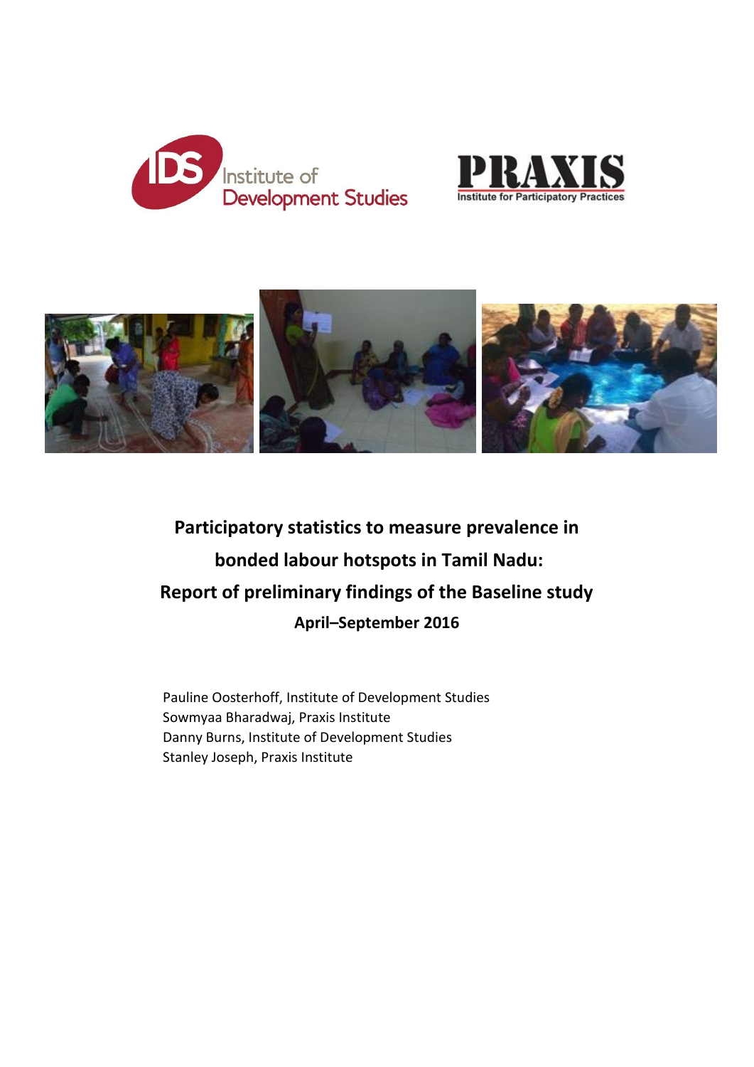# Participatory statistics to measure prevalence in bonded labour hotspots in Tamil Nadu: Report of preliminary findings of the Baseline study

**April–September 2016**

Pauline Oosterhoff, Institute of Development Studies
Sowmyaa Bharadwaj, Praxis Institute
Danny Burns, Institute of Development Studies
Stanley Joseph, Praxis Institute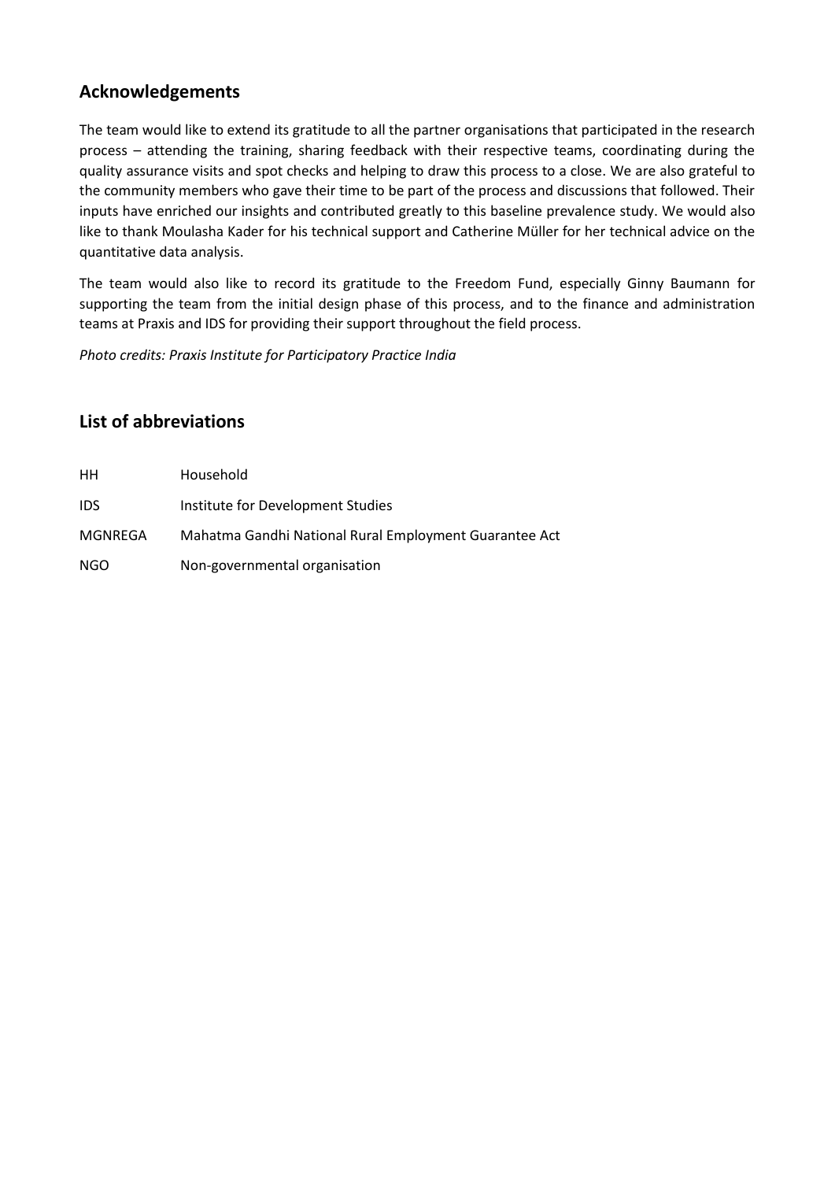## Acknowledgements

The team would like to extend its gratitude to all the partner organisations that participated in the research process – attending the training, sharing feedback with their respective teams, coordinating during the quality assurance visits and spot checks and helping to draw this process to a close. We are also grateful to the community members who gave their time to be part of the process and discussions that followed. Their inputs have enriched our insights and contributed greatly to this baseline prevalence study. We would also like to thank Moulasha Kader for his technical support and Catherine Müller for her technical advice on the quantitative data analysis.

The team would also like to record its gratitude to the Freedom Fund, especially Ginny Baumann for supporting the team from the initial design phase of this process, and to the finance and administration teams at Praxis and IDS for providing their support throughout the field process.

*Photo credits: Praxis Institute for Participatory Practice India*

## List of abbreviations

| | |
|---|---|
| HH | Household |
| IDS | Institute for Development Studies |
| MGNREGA | Mahatma Gandhi National Rural Employment Guarantee Act |
| NGO | Non-governmental organisation |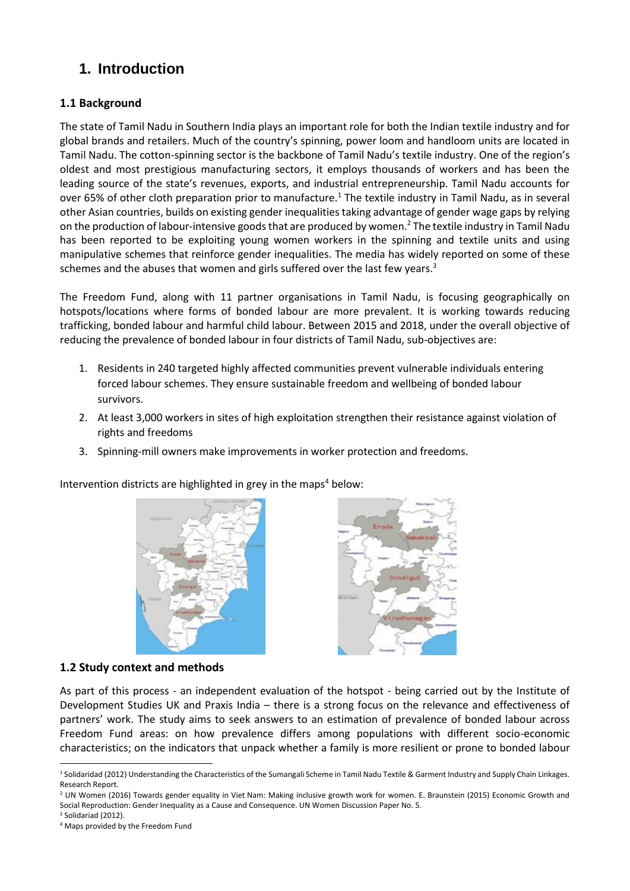# 1. Introduction

## 1.1 Background

The state of Tamil Nadu in Southern India plays an important role for both the Indian textile industry and for global brands and retailers. Much of the country's spinning, power loom and handloom units are located in Tamil Nadu. The cotton-spinning sector is the backbone of Tamil Nadu's textile industry. One of the region's oldest and most prestigious manufacturing sectors, it employs thousands of workers and has been the leading source of the state's revenues, exports, and industrial entrepreneurship. Tamil Nadu accounts for over 65% of other cloth preparation prior to manufacture.[1] The textile industry in Tamil Nadu, as in several other Asian countries, builds on existing gender inequalities taking advantage of gender wage gaps by relying on the production of labour-intensive goods that are produced by women.[2] The textile industry in Tamil Nadu has been reported to be exploiting young women workers in the spinning and textile units and using manipulative schemes that reinforce gender inequalities. The media has widely reported on some of these schemes and the abuses that women and girls suffered over the last few years.[3]

The Freedom Fund, along with 11 partner organisations in Tamil Nadu, is focusing geographically on hotspots/locations where forms of bonded labour are more prevalent. It is working towards reducing trafficking, bonded labour and harmful child labour. Between 2015 and 2018, under the overall objective of reducing the prevalence of bonded labour in four districts of Tamil Nadu, sub-objectives are:

1. Residents in 240 targeted highly affected communities prevent vulnerable individuals entering forced labour schemes. They ensure sustainable freedom and wellbeing of bonded labour survivors.
2. At least 3,000 workers in sites of high exploitation strengthen their resistance against violation of rights and freedoms
3. Spinning-mill owners make improvements in worker protection and freedoms.

Intervention districts are highlighted in grey in the maps[4] below:

## 1.2 Study context and methods

As part of this process - an independent evaluation of the hotspot - being carried out by the Institute of Development Studies UK and Praxis India – there is a strong focus on the relevance and effectiveness of partners' work. The study aims to seek answers to an estimation of prevalence of bonded labour across Freedom Fund areas: on how prevalence differs among populations with different socio-economic characteristics; on the indicators that unpack whether a family is more resilient or prone to bonded labour

---

[1] Solidaridad (2012) Understanding the Characteristics of the Sumangali Scheme in Tamil Nadu Textile & Garment Industry and Supply Chain Linkages. Research Report.

[2] UN Women (2016) Towards gender equality in Viet Nam: Making inclusive growth work for women. E. Braunstein (2015) Economic Growth and Social Reproduction: Gender Inequality as a Cause and Consequence. UN Women Discussion Paper No. 5.

[3] Solidariad (2012).

[4] Maps provided by the Freedom Fund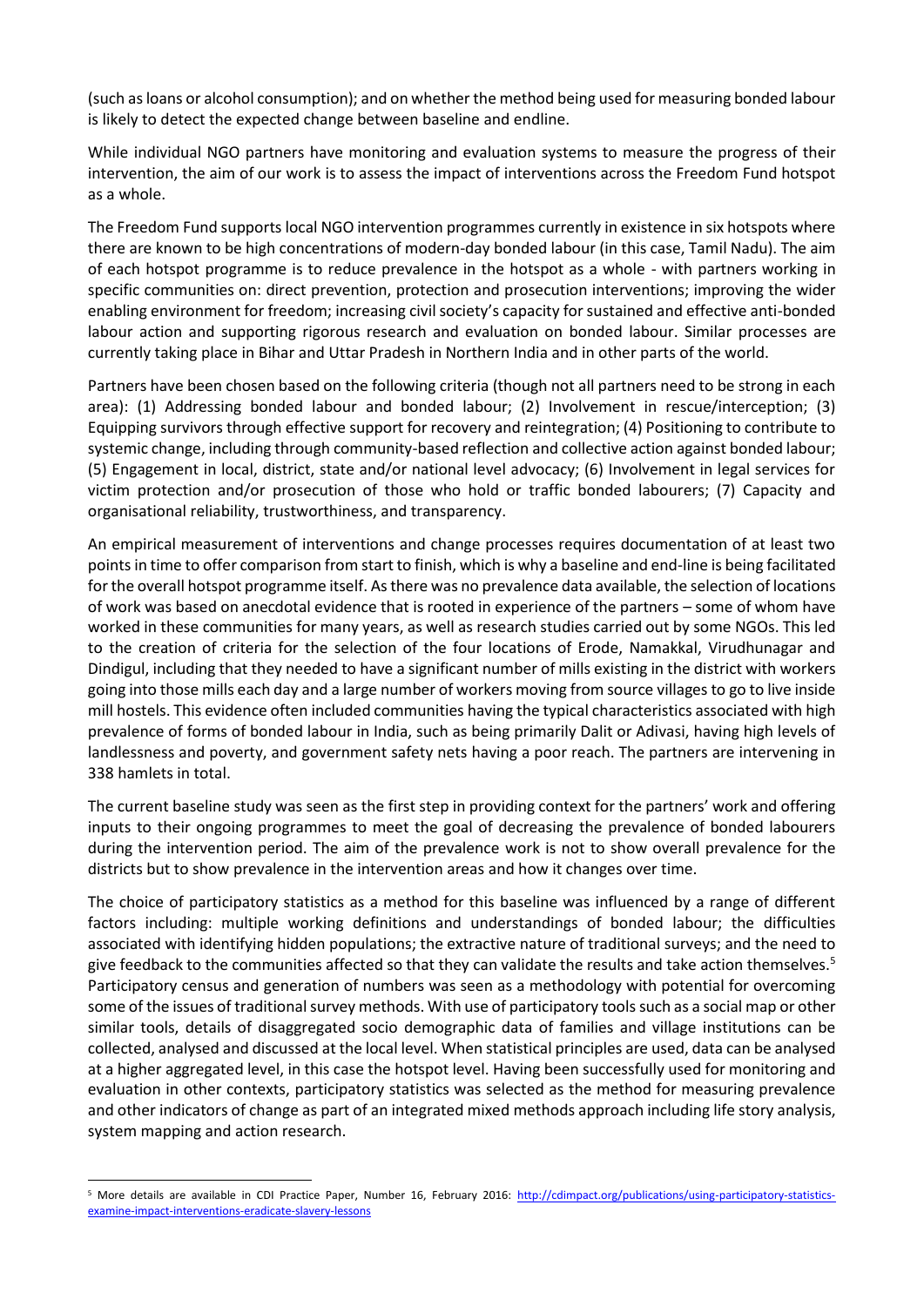(such as loans or alcohol consumption); and on whether the method being used for measuring bonded labour is likely to detect the expected change between baseline and endline.

While individual NGO partners have monitoring and evaluation systems to measure the progress of their intervention, the aim of our work is to assess the impact of interventions across the Freedom Fund hotspot as a whole.

The Freedom Fund supports local NGO intervention programmes currently in existence in six hotspots where there are known to be high concentrations of modern-day bonded labour (in this case, Tamil Nadu). The aim of each hotspot programme is to reduce prevalence in the hotspot as a whole - with partners working in specific communities on: direct prevention, protection and prosecution interventions; improving the wider enabling environment for freedom; increasing civil society's capacity for sustained and effective anti-bonded labour action and supporting rigorous research and evaluation on bonded labour. Similar processes are currently taking place in Bihar and Uttar Pradesh in Northern India and in other parts of the world.

Partners have been chosen based on the following criteria (though not all partners need to be strong in each area): (1) Addressing bonded labour and bonded labour; (2) Involvement in rescue/interception; (3) Equipping survivors through effective support for recovery and reintegration; (4) Positioning to contribute to systemic change, including through community-based reflection and collective action against bonded labour; (5) Engagement in local, district, state and/or national level advocacy; (6) Involvement in legal services for victim protection and/or prosecution of those who hold or traffic bonded labourers; (7) Capacity and organisational reliability, trustworthiness, and transparency.

An empirical measurement of interventions and change processes requires documentation of at least two points in time to offer comparison from start to finish, which is why a baseline and end-line is being facilitated for the overall hotspot programme itself. As there was no prevalence data available, the selection of locations of work was based on anecdotal evidence that is rooted in experience of the partners – some of whom have worked in these communities for many years, as well as research studies carried out by some NGOs. This led to the creation of criteria for the selection of the four locations of Erode, Namakkal, Virudhunagar and Dindigul, including that they needed to have a significant number of mills existing in the district with workers going into those mills each day and a large number of workers moving from source villages to go to live inside mill hostels. This evidence often included communities having the typical characteristics associated with high prevalence of forms of bonded labour in India, such as being primarily Dalit or Adivasi, having high levels of landlessness and poverty, and government safety nets having a poor reach. The partners are intervening in 338 hamlets in total.

The current baseline study was seen as the first step in providing context for the partners' work and offering inputs to their ongoing programmes to meet the goal of decreasing the prevalence of bonded labourers during the intervention period. The aim of the prevalence work is not to show overall prevalence for the districts but to show prevalence in the intervention areas and how it changes over time.

The choice of participatory statistics as a method for this baseline was influenced by a range of different factors including: multiple working definitions and understandings of bonded labour; the difficulties associated with identifying hidden populations; the extractive nature of traditional surveys; and the need to give feedback to the communities affected so that they can validate the results and take action themselves.[5] Participatory census and generation of numbers was seen as a methodology with potential for overcoming some of the issues of traditional survey methods. With use of participatory tools such as a social map or other similar tools, details of disaggregated socio demographic data of families and village institutions can be collected, analysed and discussed at the local level. When statistical principles are used, data can be analysed at a higher aggregated level, in this case the hotspot level. Having been successfully used for monitoring and evaluation in other contexts, participatory statistics was selected as the method for measuring prevalence and other indicators of change as part of an integrated mixed methods approach including life story analysis, system mapping and action research.

[5] More details are available in CDI Practice Paper, Number 16, February 2016: http://cdimpact.org/publications/using-participatory-statistics-examine-impact-interventions-eradicate-slavery-lessons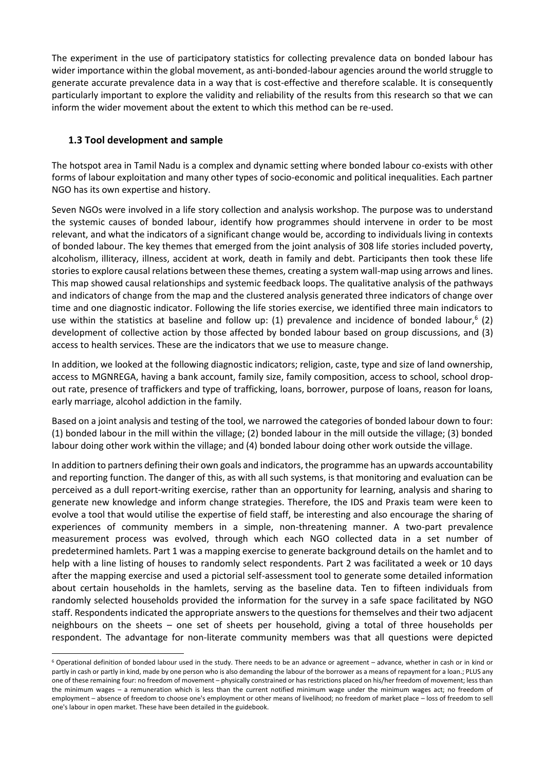The experiment in the use of participatory statistics for collecting prevalence data on bonded labour has wider importance within the global movement, as anti-bonded-labour agencies around the world struggle to generate accurate prevalence data in a way that is cost-effective and therefore scalable. It is consequently particularly important to explore the validity and reliability of the results from this research so that we can inform the wider movement about the extent to which this method can be re-used.

### 1.3 Tool development and sample

The hotspot area in Tamil Nadu is a complex and dynamic setting where bonded labour co-exists with other forms of labour exploitation and many other types of socio-economic and political inequalities. Each partner NGO has its own expertise and history.

Seven NGOs were involved in a life story collection and analysis workshop. The purpose was to understand the systemic causes of bonded labour, identify how programmes should intervene in order to be most relevant, and what the indicators of a significant change would be, according to individuals living in contexts of bonded labour. The key themes that emerged from the joint analysis of 308 life stories included poverty, alcoholism, illiteracy, illness, accident at work, death in family and debt. Participants then took these life stories to explore causal relations between these themes, creating a system wall-map using arrows and lines. This map showed causal relationships and systemic feedback loops. The qualitative analysis of the pathways and indicators of change from the map and the clustered analysis generated three indicators of change over time and one diagnostic indicator. Following the life stories exercise, we identified three main indicators to use within the statistics at baseline and follow up: (1) prevalence and incidence of bonded labour,[6] (2) development of collective action by those affected by bonded labour based on group discussions, and (3) access to health services. These are the indicators that we use to measure change.

In addition, we looked at the following diagnostic indicators; religion, caste, type and size of land ownership, access to MGNREGA, having a bank account, family size, family composition, access to school, school drop-out rate, presence of traffickers and type of trafficking, loans, borrower, purpose of loans, reason for loans, early marriage, alcohol addiction in the family.

Based on a joint analysis and testing of the tool, we narrowed the categories of bonded labour down to four: (1) bonded labour in the mill within the village; (2) bonded labour in the mill outside the village; (3) bonded labour doing other work within the village; and (4) bonded labour doing other work outside the village.

In addition to partners defining their own goals and indicators, the programme has an upwards accountability and reporting function. The danger of this, as with all such systems, is that monitoring and evaluation can be perceived as a dull report-writing exercise, rather than an opportunity for learning, analysis and sharing to generate new knowledge and inform change strategies. Therefore, the IDS and Praxis team were keen to evolve a tool that would utilise the expertise of field staff, be interesting and also encourage the sharing of experiences of community members in a simple, non-threatening manner. A two-part prevalence measurement process was evolved, through which each NGO collected data in a set number of predetermined hamlets. Part 1 was a mapping exercise to generate background details on the hamlet and to help with a line listing of houses to randomly select respondents. Part 2 was facilitated a week or 10 days after the mapping exercise and used a pictorial self-assessment tool to generate some detailed information about certain households in the hamlets, serving as the baseline data. Ten to fifteen individuals from randomly selected households provided the information for the survey in a safe space facilitated by NGO staff. Respondents indicated the appropriate answers to the questions for themselves and their two adjacent neighbours on the sheets – one set of sheets per household, giving a total of three households per respondent. The advantage for non-literate community members was that all questions were depicted

[6] Operational definition of bonded labour used in the study. There needs to be an advance or agreement – advance, whether in cash or in kind or partly in cash or partly in kind, made by one person who is also demanding the labour of the borrower as a means of repayment for a loan.; PLUS any one of these remaining four: no freedom of movement – physically constrained or has restrictions placed on his/her freedom of movement; less than the minimum wages – a remuneration which is less than the current notified minimum wage under the minimum wages act; no freedom of employment – absence of freedom to choose one's employment or other means of livelihood; no freedom of market place – loss of freedom to sell one's labour in open market. These have been detailed in the guidebook.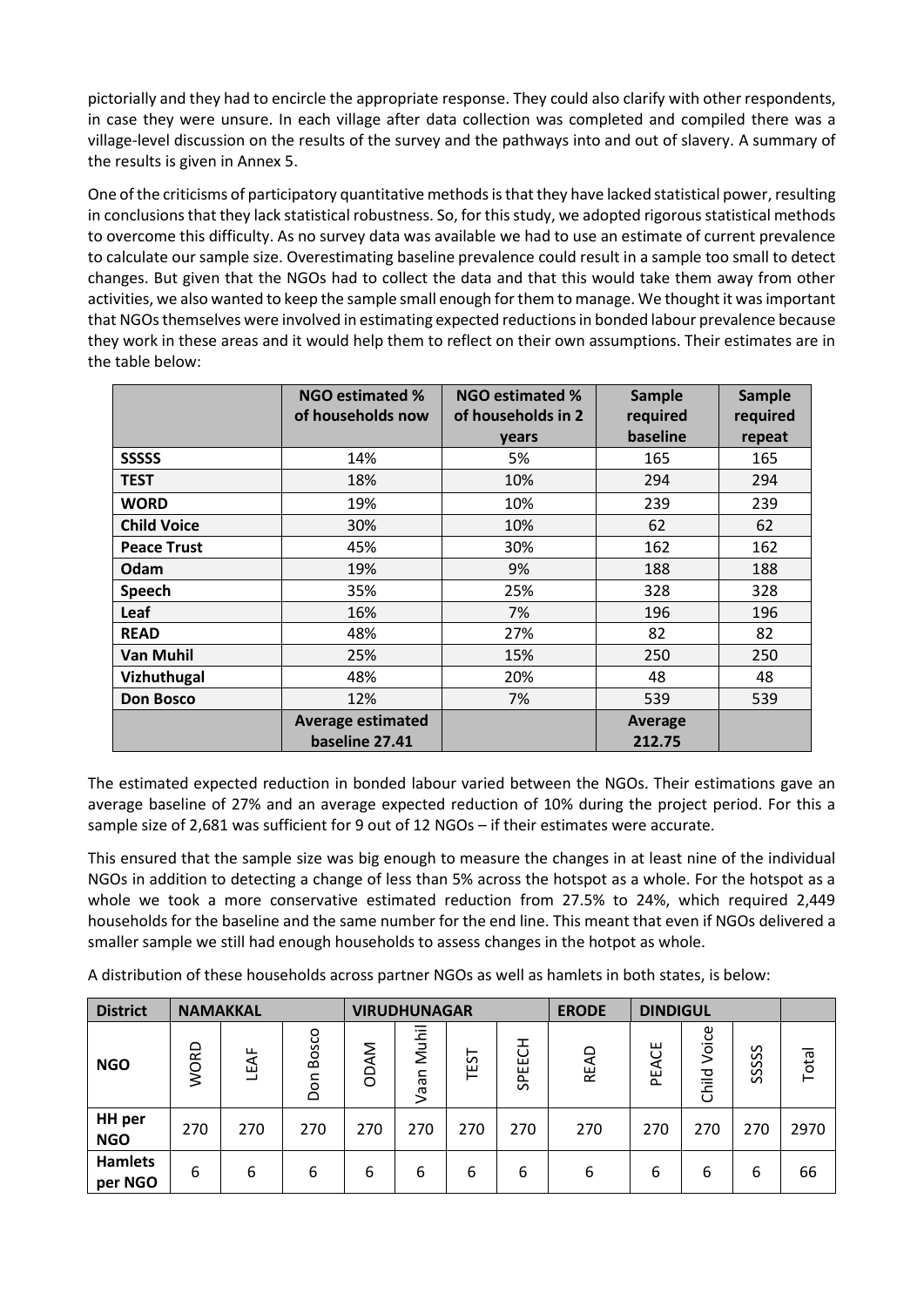pictorially and they had to encircle the appropriate response. They could also clarify with other respondents, in case they were unsure. In each village after data collection was completed and compiled there was a village-level discussion on the results of the survey and the pathways into and out of slavery. A summary of the results is given in Annex 5.

One of the criticisms of participatory quantitative methods is that they have lacked statistical power, resulting in conclusions that they lack statistical robustness. So, for this study, we adopted rigorous statistical methods to overcome this difficulty. As no survey data was available we had to use an estimate of current prevalence to calculate our sample size. Overestimating baseline prevalence could result in a sample too small to detect changes. But given that the NGOs had to collect the data and that this would take them away from other activities, we also wanted to keep the sample small enough for them to manage. We thought it was important that NGOs themselves were involved in estimating expected reductions in bonded labour prevalence because they work in these areas and it would help them to reflect on their own assumptions. Their estimates are in the table below:

| | NGO estimated % of households now | NGO estimated % of households in 2 years | Sample required baseline | Sample required repeat |
|---|---|---|---|---|
| **SSSSS** | 14% | 5% | 165 | 165 |
| **TEST** | 18% | 10% | 294 | 294 |
| **WORD** | 19% | 10% | 239 | 239 |
| **Child Voice** | 30% | 10% | 62 | 62 |
| **Peace Trust** | 45% | 30% | 162 | 162 |
| **Odam** | 19% | 9% | 188 | 188 |
| **Speech** | 35% | 25% | 328 | 328 |
| **Leaf** | 16% | 7% | 196 | 196 |
| **READ** | 48% | 27% | 82 | 82 |
| **Van Muhil** | 25% | 15% | 250 | 250 |
| **Vizhuthugal** | 48% | 20% | 48 | 48 |
| **Don Bosco** | 12% | 7% | 539 | 539 |
| | **Average estimated baseline 27.41** | | **Average 212.75** | |

The estimated expected reduction in bonded labour varied between the NGOs. Their estimations gave an average baseline of 27% and an average expected reduction of 10% during the project period. For this a sample size of 2,681 was sufficient for 9 out of 12 NGOs – if their estimates were accurate.

This ensured that the sample size was big enough to measure the changes in at least nine of the individual NGOs in addition to detecting a change of less than 5% across the hotspot as a whole. For the hotspot as a whole we took a more conservative estimated reduction from 27.5% to 24%, which required 2,449 households for the baseline and the same number for the end line. This meant that even if NGOs delivered a smaller sample we still had enough households to assess changes in the hotpot as whole.

A distribution of these households across partner NGOs as well as hamlets in both states, is below:

| District | NAMAKKAL | | | VIRUDHUNAGAR | | | | ERODE | DINDIGUL | | | |
|---|---|---|---|---|---|---|---|---|---|---|---|---|
| **NGO** | WORD | LEAF | Don Bosco | ODAM | Vaan Muhil | TEST | SPEECH | READ | PEACE | Child Voice | SSSS | Total |
| **HH per NGO** | 270 | 270 | 270 | 270 | 270 | 270 | 270 | 270 | 270 | 270 | 270 | 2970 |
| **Hamlets per NGO** | 6 | 6 | 6 | 6 | 6 | 6 | 6 | 6 | 6 | 6 | 6 | 66 |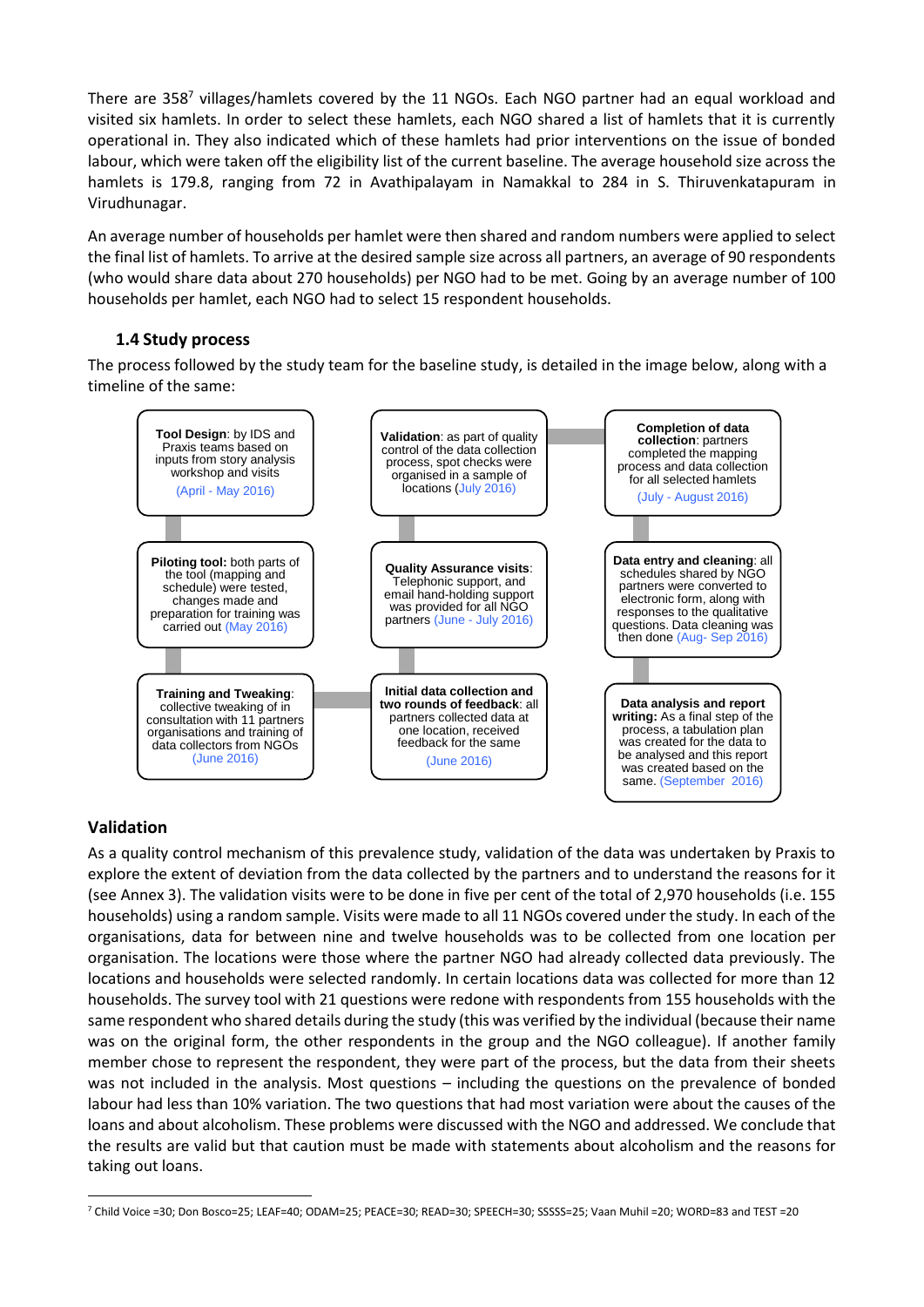There are 358[7] villages/hamlets covered by the 11 NGOs. Each NGO partner had an equal workload and visited six hamlets. In order to select these hamlets, each NGO shared a list of hamlets that it is currently operational in. They also indicated which of these hamlets had prior interventions on the issue of bonded labour, which were taken off the eligibility list of the current baseline. The average household size across the hamlets is 179.8, ranging from 72 in Avathipalayam in Namakkal to 284 in S. Thiruvenkatapuram in Virudhunagar.

An average number of households per hamlet were then shared and random numbers were applied to select the final list of hamlets. To arrive at the desired sample size across all partners, an average of 90 respondents (who would share data about 270 households) per NGO had to be met. Going by an average number of 100 households per hamlet, each NGO had to select 15 respondent households.

### 1.4 Study process

The process followed by the study team for the baseline study, is detailed in the image below, along with a timeline of the same:

**Tool Design**: by IDS and Praxis teams based on inputs from story analysis workshop and visits (April - May 2016)

**Piloting tool:** both parts of the tool (mapping and schedule) were tested, changes made and preparation for training was carried out (May 2016)

**Training and Tweaking**: collective tweaking of in consultation with 11 partners organisations and training of data collectors from NGOs (June 2016)

**Initial data collection and two rounds of feedback**: all partners collected data at one location, received feedback for the same (June 2016)

**Quality Assurance visits**: Telephonic support, and email hand-holding support was provided for all NGO partners (June - July 2016)

**Validation**: as part of quality control of the data collection process, spot checks were organised in a sample of locations (July 2016)

**Completion of data collection**: partners completed the mapping process and data collection for all selected hamlets (July - August 2016)

**Data entry and cleaning**: all schedules shared by NGO partners were converted to electronic form, along with responses to the qualitative questions. Data cleaning was then done (Aug- Sep 2016)

**Data analysis and report writing:** As a final step of the process, a tabulation plan was created for the data to be analysed and this report was created based on the same. (September 2016)

## Validation

As a quality control mechanism of this prevalence study, validation of the data was undertaken by Praxis to explore the extent of deviation from the data collected by the partners and to understand the reasons for it (see Annex 3). The validation visits were to be done in five per cent of the total of 2,970 households (i.e. 155 households) using a random sample. Visits were made to all 11 NGOs covered under the study. In each of the organisations, data for between nine and twelve households was to be collected from one location per organisation. The locations were those where the partner NGO had already collected data previously. The locations and households were selected randomly. In certain locations data was collected for more than 12 households. The survey tool with 21 questions were redone with respondents from 155 households with the same respondent who shared details during the study (this was verified by the individual (because their name was on the original form, the other respondents in the group and the NGO colleague). If another family member chose to represent the respondent, they were part of the process, but the data from their sheets was not included in the analysis. Most questions – including the questions on the prevalence of bonded labour had less than 10% variation. The two questions that had most variation were about the causes of the loans and about alcoholism. These problems were discussed with the NGO and addressed. We conclude that the results are valid but that caution must be made with statements about alcoholism and the reasons for taking out loans.

[7] Child Voice =30; Don Bosco=25; LEAF=40; ODAM=25; PEACE=30; READ=30; SPEECH=30; SSSSS=25; Vaan Muhil =20; WORD=83 and TEST =20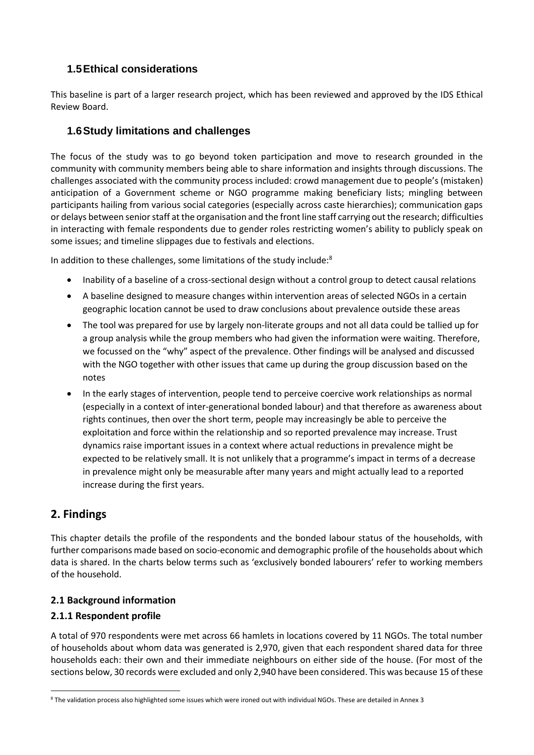## 1.5 Ethical considerations

This baseline is part of a larger research project, which has been reviewed and approved by the IDS Ethical Review Board.

## 1.6 Study limitations and challenges

The focus of the study was to go beyond token participation and move to research grounded in the community with community members being able to share information and insights through discussions. The challenges associated with the community process included: crowd management due to people's (mistaken) anticipation of a Government scheme or NGO programme making beneficiary lists; mingling between participants hailing from various social categories (especially across caste hierarchies); communication gaps or delays between senior staff at the organisation and the front line staff carrying out the research; difficulties in interacting with female respondents due to gender roles restricting women's ability to publicly speak on some issues; and timeline slippages due to festivals and elections.

In addition to these challenges, some limitations of the study include:[8]

- Inability of a baseline of a cross-sectional design without a control group to detect causal relations
- A baseline designed to measure changes within intervention areas of selected NGOs in a certain geographic location cannot be used to draw conclusions about prevalence outside these areas
- The tool was prepared for use by largely non-literate groups and not all data could be tallied up for a group analysis while the group members who had given the information were waiting. Therefore, we focussed on the "why" aspect of the prevalence. Other findings will be analysed and discussed with the NGO together with other issues that came up during the group discussion based on the notes
- In the early stages of intervention, people tend to perceive coercive work relationships as normal (especially in a context of inter-generational bonded labour) and that therefore as awareness about rights continues, then over the short term, people may increasingly be able to perceive the exploitation and force within the relationship and so reported prevalence may increase. Trust dynamics raise important issues in a context where actual reductions in prevalence might be expected to be relatively small. It is not unlikely that a programme's impact in terms of a decrease in prevalence might only be measurable after many years and might actually lead to a reported increase during the first years.

# 2. Findings

This chapter details the profile of the respondents and the bonded labour status of the households, with further comparisons made based on socio-economic and demographic profile of the households about which data is shared. In the charts below terms such as 'exclusively bonded labourers' refer to working members of the household.

### 2.1 Background information

### 2.1.1 Respondent profile

A total of 970 respondents were met across 66 hamlets in locations covered by 11 NGOs. The total number of households about whom data was generated is 2,970, given that each respondent shared data for three households each: their own and their immediate neighbours on either side of the house. (For most of the sections below, 30 records were excluded and only 2,940 have been considered. This was because 15 of these

[8] The validation process also highlighted some issues which were ironed out with individual NGOs. These are detailed in Annex 3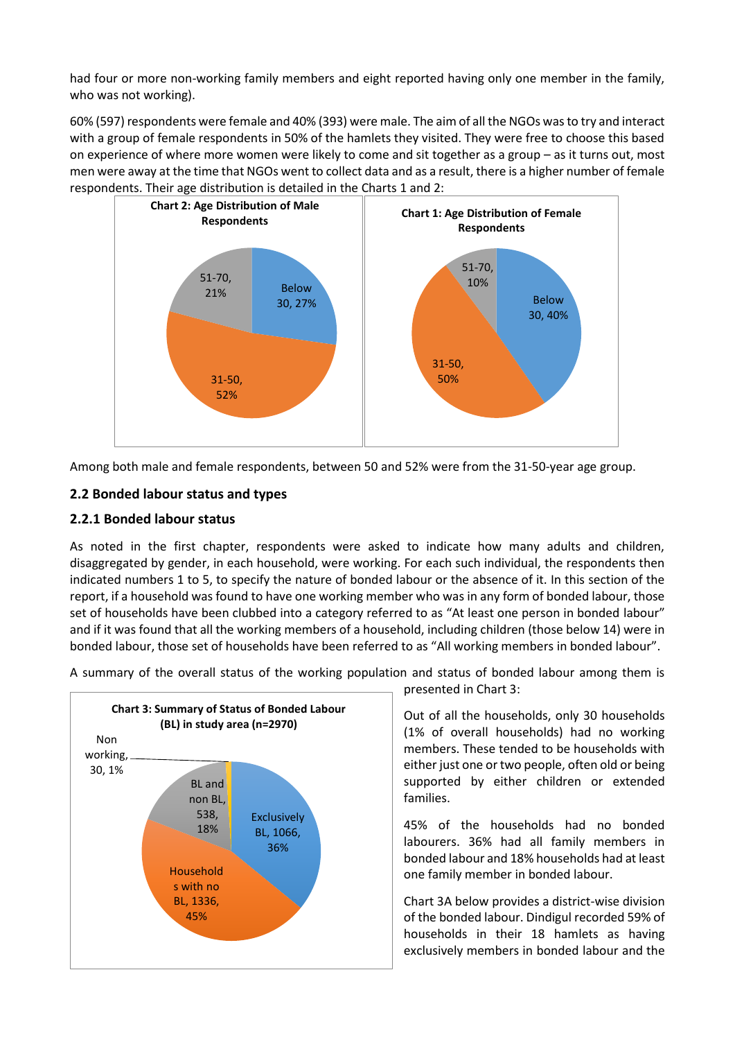had four or more non-working family members and eight reported having only one member in the family, who was not working).

60% (597) respondents were female and 40% (393) were male. The aim of all the NGOs was to try and interact with a group of female respondents in 50% of the hamlets they visited. They were free to choose this based on experience of where more women were likely to come and sit together as a group – as it turns out, most men were away at the time that NGOs went to collect data and as a result, there is a higher number of female respondents. Their age distribution is detailed in the Charts 1 and 2:

**Chart 2: Age Distribution of Male Respondents**

- Below 30, 27%
- 31-50, 52%
- 51-70, 21%

**Chart 1: Age Distribution of Female Respondents**

- Below 30, 40%
- 31-50, 50%
- 51-70, 10%

Among both male and female respondents, between 50 and 52% were from the 31-50-year age group.

### 2.2 Bonded labour status and types

#### 2.2.1 Bonded labour status

As noted in the first chapter, respondents were asked to indicate how many adults and children, disaggregated by gender, in each household, were working. For each such individual, the respondents then indicated numbers 1 to 5, to specify the nature of bonded labour or the absence of it. In this section of the report, if a household was found to have one working member who was in any form of bonded labour, those set of households have been clubbed into a category referred to as "At least one person in bonded labour" and if it was found that all the working members of a household, including children (those below 14) were in bonded labour, those set of households have been referred to as "All working members in bonded labour".

A summary of the overall status of the working population and status of bonded labour among them is presented in Chart 3:

**Chart 3: Summary of Status of Bonded Labour (BL) in study area (n=2970)**

- Exclusively BL, 1066, 36%
- Households with no BL, 1336, 45%
- BL and non BL, 538, 18%
- Non working, 30, 1%

Out of all the households, only 30 households (1% of overall households) had no working members. These tended to be households with either just one or two people, often old or being supported by either children or extended families.

45% of the households had no bonded labourers. 36% had all family members in bonded labour and 18% households had at least one family member in bonded labour.

Chart 3A below provides a district-wise division of the bonded labour. Dindigul recorded 59% of households in their 18 hamlets as having exclusively members in bonded labour and the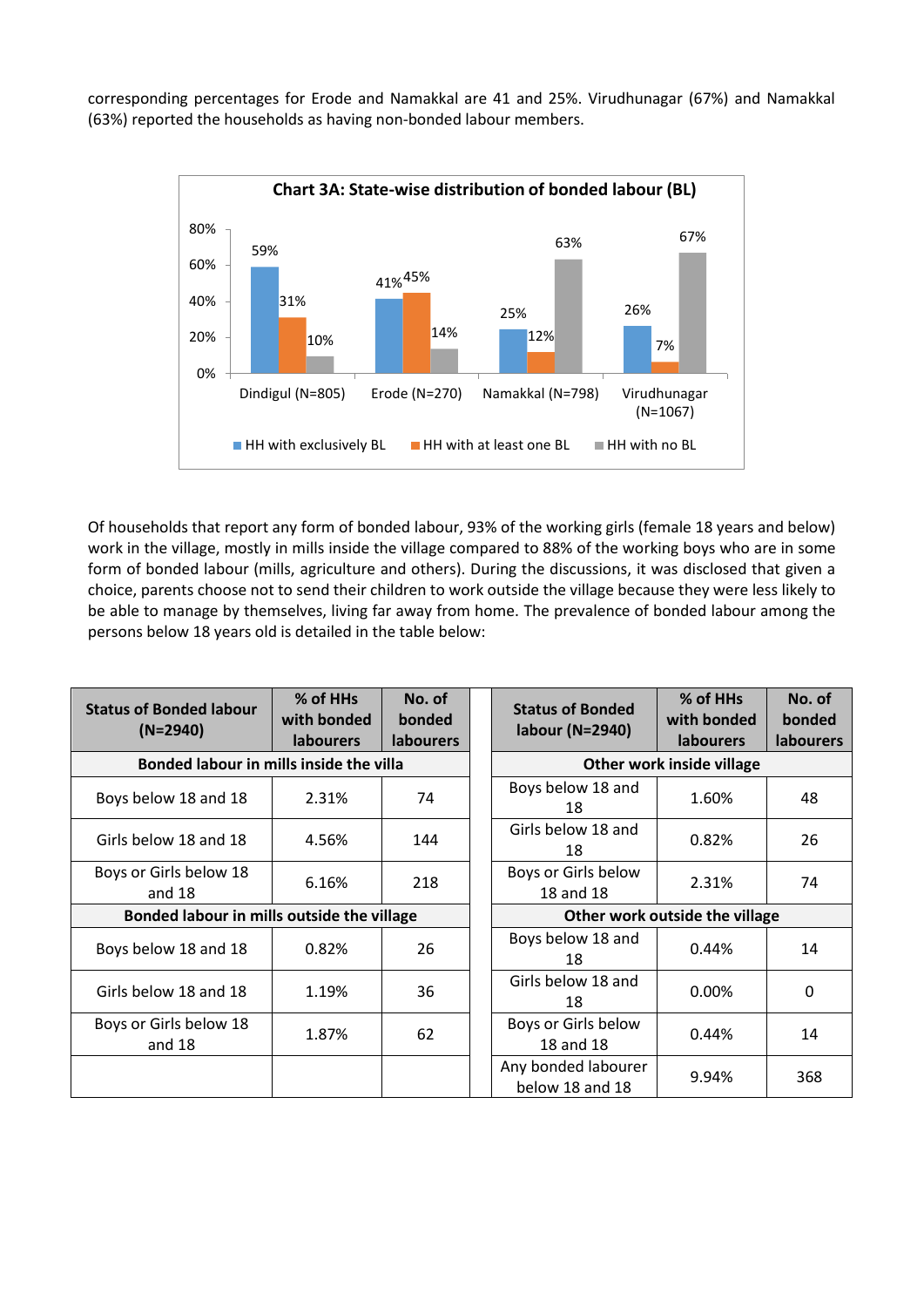corresponding percentages for Erode and Namakkal are 41 and 25%. Virudhunagar (67%) and Namakkal (63%) reported the households as having non-bonded labour members.

**Chart 3A: State-wise distribution of bonded labour (BL)**

| | HH with exclusively BL | HH with at least one BL | HH with no BL |
|---|---|---|---|
| Dindigul (N=805) | 59% | 31% | 10% |
| Erode (N=270) | 41% | 45% | 14% |
| Namakkal (N=798) | 25% | 12% | 63% |
| Virudhunagar (N=1067) | 26% | 7% | 67% |

Of households that report any form of bonded labour, 93% of the working girls (female 18 years and below) work in the village, mostly in mills inside the village compared to 88% of the working boys who are in some form of bonded labour (mills, agriculture and others). During the discussions, it was disclosed that given a choice, parents choose not to send their children to work outside the village because they were less likely to be able to manage by themselves, living far away from home. The prevalence of bonded labour among the persons below 18 years old is detailed in the table below:

| Status of Bonded labour (N=2940) | % of HHs with bonded labourers | No. of bonded labourers | Status of Bonded labour (N=2940) | % of HHs with bonded labourers | No. of bonded labourers |
|---|---|---|---|---|---|
| **Bonded labour in mills inside the villa** | | | **Other work inside village** | | |
| Boys below 18 and 18 | 2.31% | 74 | Boys below 18 and 18 | 1.60% | 48 |
| Girls below 18 and 18 | 4.56% | 144 | Girls below 18 and 18 | 0.82% | 26 |
| Boys or Girls below 18 and 18 | 6.16% | 218 | Boys or Girls below 18 and 18 | 2.31% | 74 |
| **Bonded labour in mills outside the village** | | | **Other work outside the village** | | |
| Boys below 18 and 18 | 0.82% | 26 | Boys below 18 and 18 | 0.44% | 14 |
| Girls below 18 and 18 | 1.19% | 36 | Girls below 18 and 18 | 0.00% | 0 |
| Boys or Girls below 18 and 18 | 1.87% | 62 | Boys or Girls below 18 and 18 | 0.44% | 14 |
| | | | Any bonded labourer below 18 and 18 | 9.94% | 368 |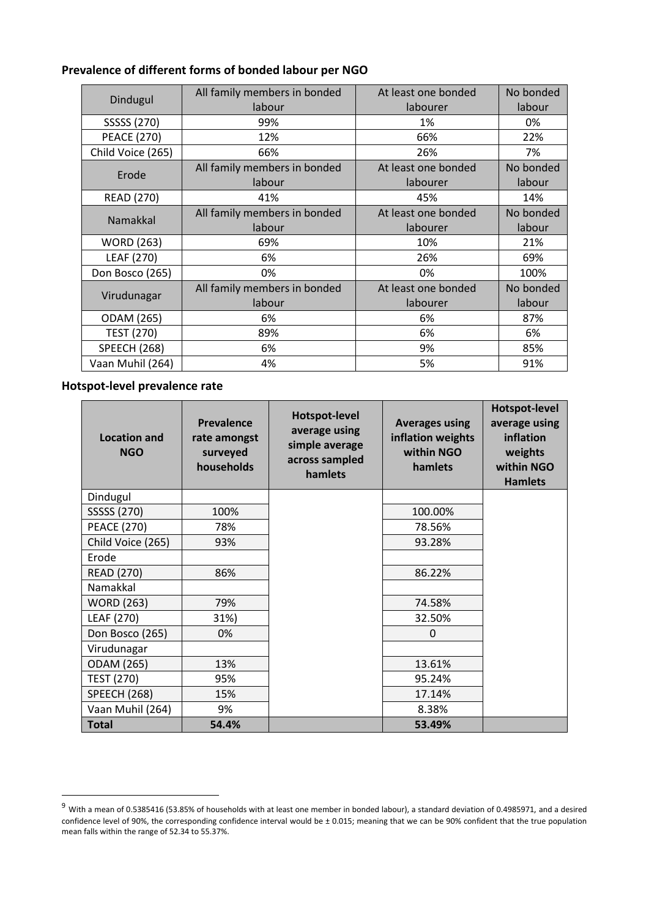### Prevalence of different forms of bonded labour per NGO

| Dindugul | All family members in bonded labour | At least one bonded labourer | No bonded labour |
|---|---|---|---|
| SSSSS (270) | 99% | 1% | 0% |
| PEACE (270) | 12% | 66% | 22% |
| Child Voice (265) | 66% | 26% | 7% |
| **Erode** | **All family members in bonded labour** | **At least one bonded labourer** | **No bonded labour** |
| READ (270) | 41% | 45% | 14% |
| **Namakkal** | **All family members in bonded labour** | **At least one bonded labourer** | **No bonded labour** |
| WORD (263) | 69% | 10% | 21% |
| LEAF (270) | 6% | 26% | 69% |
| Don Bosco (265) | 0% | 0% | 100% |
| **Virudunagar** | **All family members in bonded labour** | **At least one bonded labourer** | **No bonded labour** |
| ODAM (265) | 6% | 6% | 87% |
| TEST (270) | 89% | 6% | 6% |
| SPEECH (268) | 6% | 9% | 85% |
| Vaan Muhil (264) | 4% | 5% | 91% |

### Hotspot-level prevalence rate

| Location and NGO | Prevalence rate amongst surveyed households | Hotspot-level average using simple average across sampled hamlets | Averages using inflation weights within NGO hamlets | Hotspot-level average using inflation weights within NGO Hamlets |
|---|---|---|---|---|
| Dindugul | | | | |
| SSSSS (270) | 100% | | 100.00% | |
| PEACE (270) | 78% | | 78.56% | |
| Child Voice (265) | 93% | | 93.28% | |
| Erode | | | | |
| READ (270) | 86% | | 86.22% | |
| Namakkal | | | | |
| WORD (263) | 79% | | 74.58% | |
| LEAF (270) | 31%) | | 32.50% | |
| Don Bosco (265) | 0% | | 0 | |
| Virudunagar | | | | |
| ODAM (265) | 13% | | 13.61% | |
| TEST (270) | 95% | | 95.24% | |
| SPEECH (268) | 15% | | 17.14% | |
| Vaan Muhil (264) | 9% | | 8.38% | |
| **Total** | **54.4%** | | **53.49%** | |

[9] With a mean of 0.5385416 (53.85% of households with at least one member in bonded labour), a standard deviation of 0.4985971, and a desired confidence level of 90%, the corresponding confidence interval would be ± 0.015; meaning that we can be 90% confident that the true population mean falls within the range of 52.34 to 55.37%.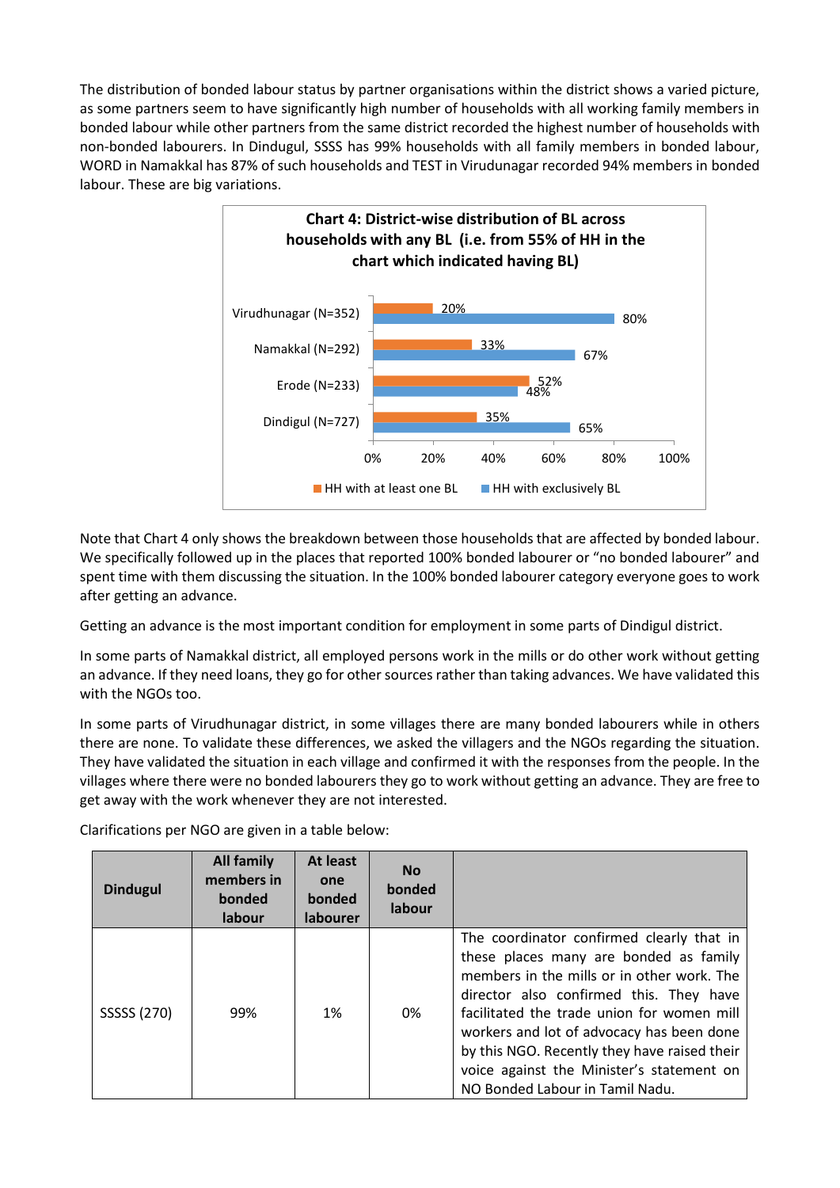The distribution of bonded labour status by partner organisations within the district shows a varied picture, as some partners seem to have significantly high number of households with all working family members in bonded labour while other partners from the same district recorded the highest number of households with non-bonded labourers. In Dindugul, SSSS has 99% households with all family members in bonded labour, WORD in Namakkal has 87% of such households and TEST in Virudunagar recorded 94% members in bonded labour. These are big variations.

**Chart 4: District-wise distribution of BL across households with any BL (i.e. from 55% of HH in the chart which indicated having BL)**

| District | HH with at least one BL | HH with exclusively BL |
|---|---|---|
| Virudhunagar (N=352) | 20% | 80% |
| Namakkal (N=292) | 33% | 67% |
| Erode (N=233) | 52% | 48% |
| Dindigul (N=727) | 35% | 65% |

Note that Chart 4 only shows the breakdown between those households that are affected by bonded labour. We specifically followed up in the places that reported 100% bonded labourer or "no bonded labourer" and spent time with them discussing the situation. In the 100% bonded labourer category everyone goes to work after getting an advance.

Getting an advance is the most important condition for employment in some parts of Dindigul district.

In some parts of Namakkal district, all employed persons work in the mills or do other work without getting an advance. If they need loans, they go for other sources rather than taking advances. We have validated this with the NGOs too.

In some parts of Virudhunagar district, in some villages there are many bonded labourers while in others there are none. To validate these differences, we asked the villagers and the NGOs regarding the situation. They have validated the situation in each village and confirmed it with the responses from the people. In the villages where there were no bonded labourers they go to work without getting an advance. They are free to get away with the work whenever they are not interested.

Clarifications per NGO are given in a table below:

| Dindugul | All family members in bonded labour | At least one bonded labourer | No bonded labour | |
|---|---|---|---|---|
| SSSSS (270) | 99% | 1% | 0% | The coordinator confirmed clearly that in these places many are bonded as family members in the mills or in other work. The director also confirmed this. They have facilitated the trade union for women mill workers and lot of advocacy has been done by this NGO. Recently they have raised their voice against the Minister's statement on NO Bonded Labour in Tamil Nadu. |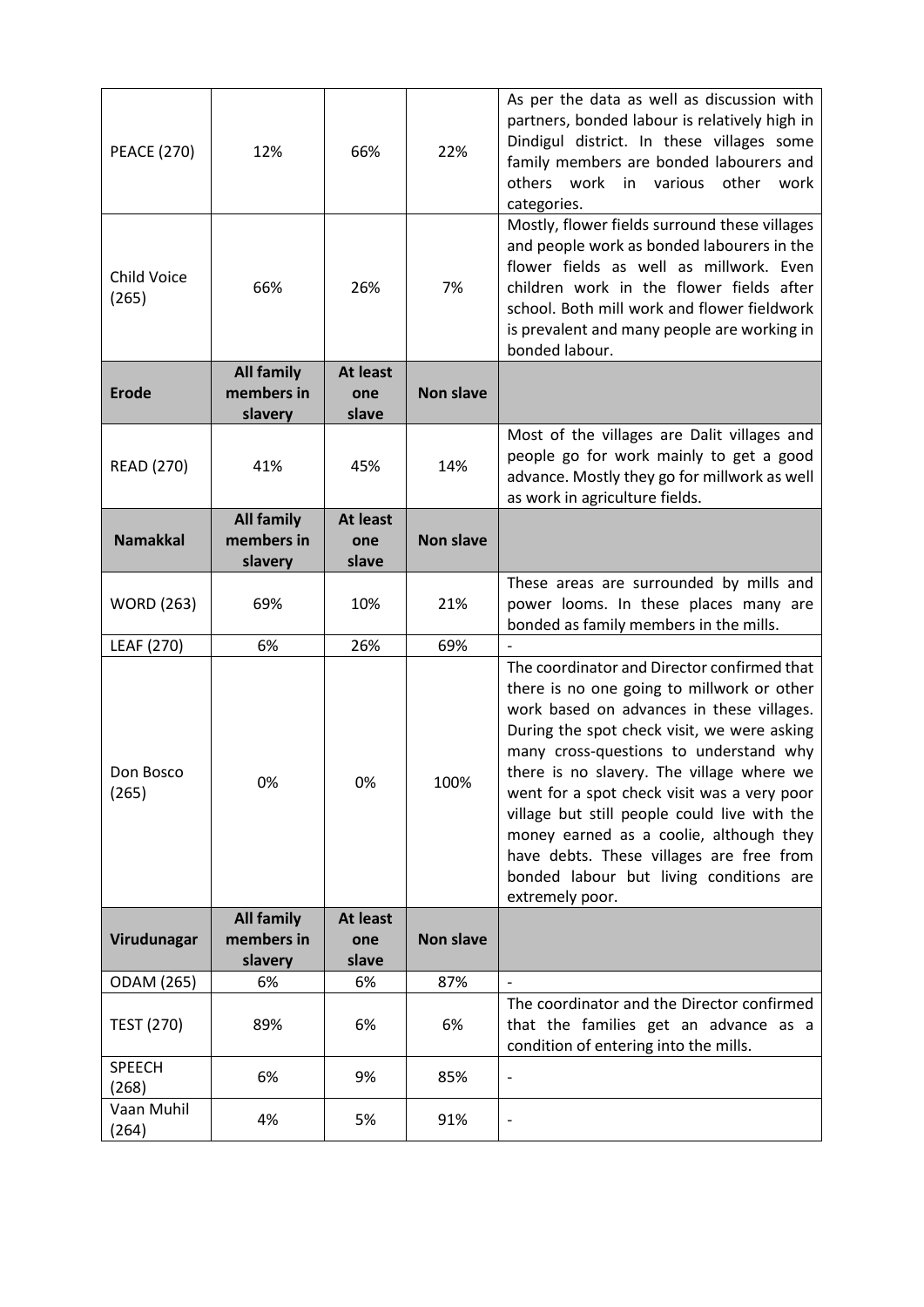| | | | | |
|---|---|---|---|---|
| PEACE (270) | 12% | 66% | 22% | As per the data as well as discussion with partners, bonded labour is relatively high in Dindigul district. In these villages some family members are bonded labourers and others work in various other work categories. |
| Child Voice (265) | 66% | 26% | 7% | Mostly, flower fields surround these villages and people work as bonded labourers in the flower fields as well as millwork. Even children work in the flower fields after school. Both mill work and flower fieldwork is prevalent and many people are working in bonded labour. |
| **Erode** | **All family members in slavery** | **At least one slave** | **Non slave** | |
| READ (270) | 41% | 45% | 14% | Most of the villages are Dalit villages and people go for work mainly to get a good advance. Mostly they go for millwork as well as work in agriculture fields. |
| **Namakkal** | **All family members in slavery** | **At least one slave** | **Non slave** | |
| WORD (263) | 69% | 10% | 21% | These areas are surrounded by mills and power looms. In these places many are bonded as family members in the mills. |
| LEAF (270) | 6% | 26% | 69% | - |
| Don Bosco (265) | 0% | 0% | 100% | The coordinator and Director confirmed that there is no one going to millwork or other work based on advances in these villages. During the spot check visit, we were asking many cross-questions to understand why there is no slavery. The village where we went for a spot check visit was a very poor village but still people could live with the money earned as a coolie, although they have debts. These villages are free from bonded labour but living conditions are extremely poor. |
| **Virudunagar** | **All family members in slavery** | **At least one slave** | **Non slave** | |
| ODAM (265) | 6% | 6% | 87% | - |
| TEST (270) | 89% | 6% | 6% | The coordinator and the Director confirmed that the families get an advance as a condition of entering into the mills. |
| SPEECH (268) | 6% | 9% | 85% | - |
| Vaan Muhil (264) | 4% | 5% | 91% | - |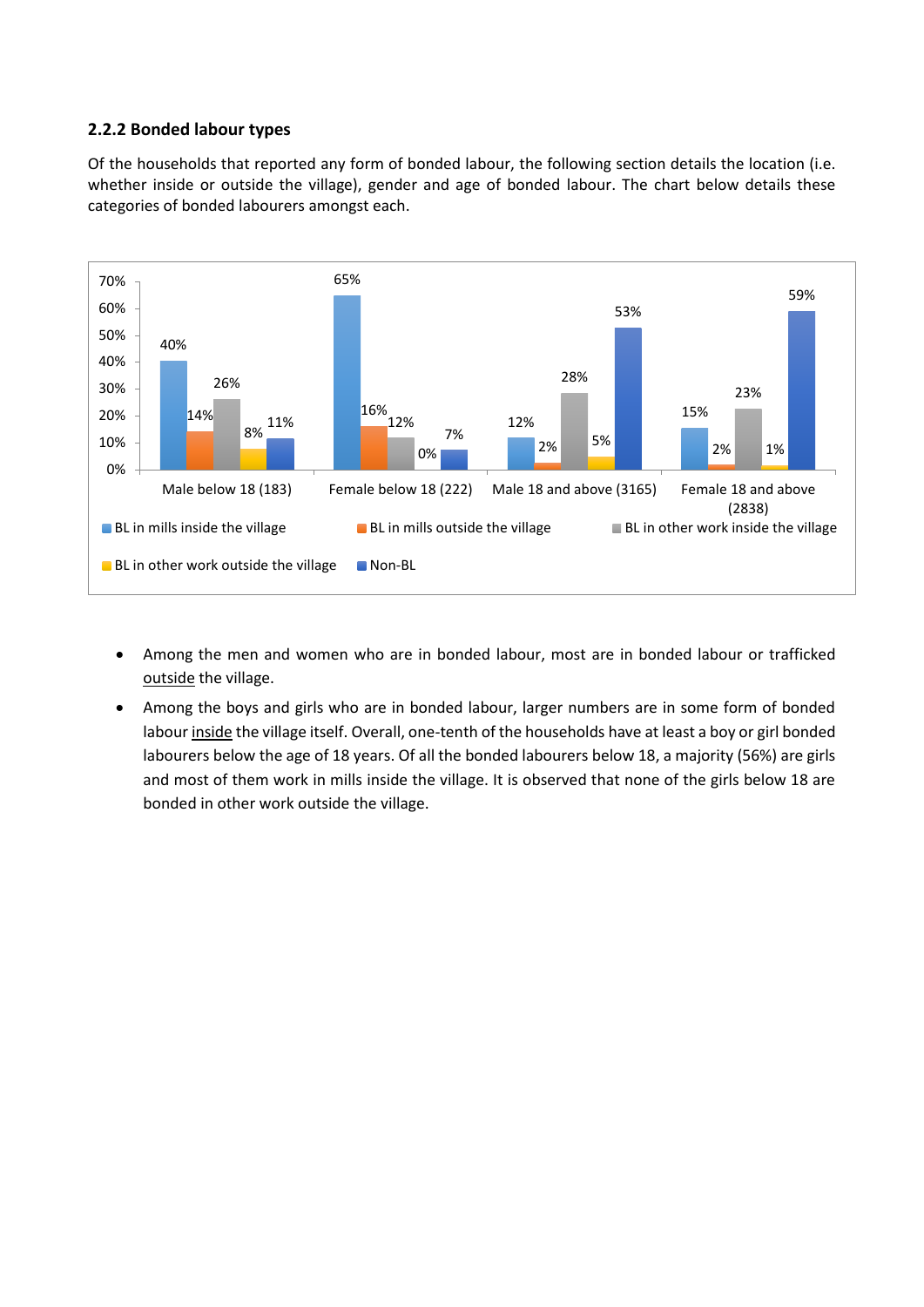### 2.2.2 Bonded labour types

Of the households that reported any form of bonded labour, the following section details the location (i.e. whether inside or outside the village), gender and age of bonded labour. The chart below details these categories of bonded labourers amongst each.

| | Male below 18 (183) | Female below 18 (222) | Male 18 and above (3165) | Female 18 and above (2838) |
|---|---|---|---|---|
| BL in mills inside the village | 40% | 65% | 12% | 15% |
| BL in mills outside the village | 14% | 16% | 2% | 2% |
| BL in other work inside the village | 26% | 12% | 28% | 23% |
| BL in other work outside the village | 8% | 0% | 5% | 1% |
| Non-BL | 11% | 7% | 53% | 59% |

- Among the men and women who are in bonded labour, most are in bonded labour or trafficked outside the village.
- Among the boys and girls who are in bonded labour, larger numbers are in some form of bonded labour inside the village itself. Overall, one-tenth of the households have at least a boy or girl bonded labourers below the age of 18 years. Of all the bonded labourers below 18, a majority (56%) are girls and most of them work in mills inside the village. It is observed that none of the girls below 18 are bonded in other work outside the village.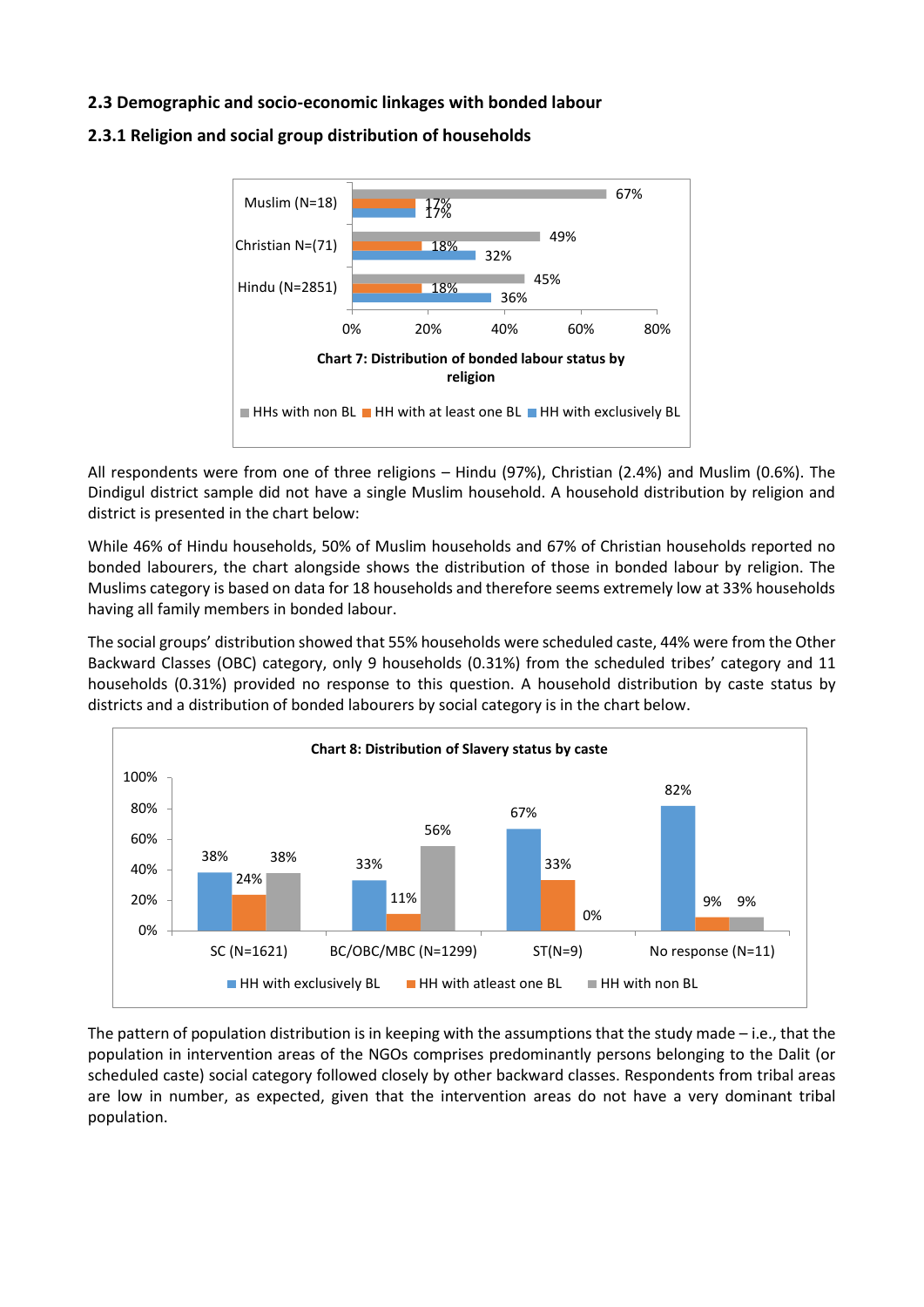## 2.3 Demographic and socio-economic linkages with bonded labour

### 2.3.1 Religion and social group distribution of households

**Chart 7: Distribution of bonded labour status by religion**

| Religion | HHs with non BL | HH with at least one BL | HH with exclusively BL |
|---|---|---|---|
| Muslim (N=18) | 67% | 17% | 17% |
| Christian N=(71) | 49% | 18% | 32% |
| Hindu (N=2851) | 45% | 18% | 36% |

All respondents were from one of three religions – Hindu (97%), Christian (2.4%) and Muslim (0.6%). The Dindigul district sample did not have a single Muslim household. A household distribution by religion and district is presented in the chart below:

While 46% of Hindu households, 50% of Muslim households and 67% of Christian households reported no bonded labourers, the chart alongside shows the distribution of those in bonded labour by religion. The Muslims category is based on data for 18 households and therefore seems extremely low at 33% households having all family members in bonded labour.

The social groups' distribution showed that 55% households were scheduled caste, 44% were from the Other Backward Classes (OBC) category, only 9 households (0.31%) from the scheduled tribes' category and 11 households (0.31%) provided no response to this question. A household distribution by caste status by districts and a distribution of bonded labourers by social category is in the chart below.

**Chart 8: Distribution of Slavery status by caste**

| Caste | HH with exclusively BL | HH with atleast one BL | HH with non BL |
|---|---|---|---|
| SC (N=1621) | 38% | 24% | 38% |
| BC/OBC/MBC (N=1299) | 33% | 11% | 56% |
| ST(N=9) | 67% | 33% | 0% |
| No response (N=11) | 82% | 9% | 9% |

The pattern of population distribution is in keeping with the assumptions that the study made – i.e., that the population in intervention areas of the NGOs comprises predominantly persons belonging to the Dalit (or scheduled caste) social category followed closely by other backward classes. Respondents from tribal areas are low in number, as expected, given that the intervention areas do not have a very dominant tribal population.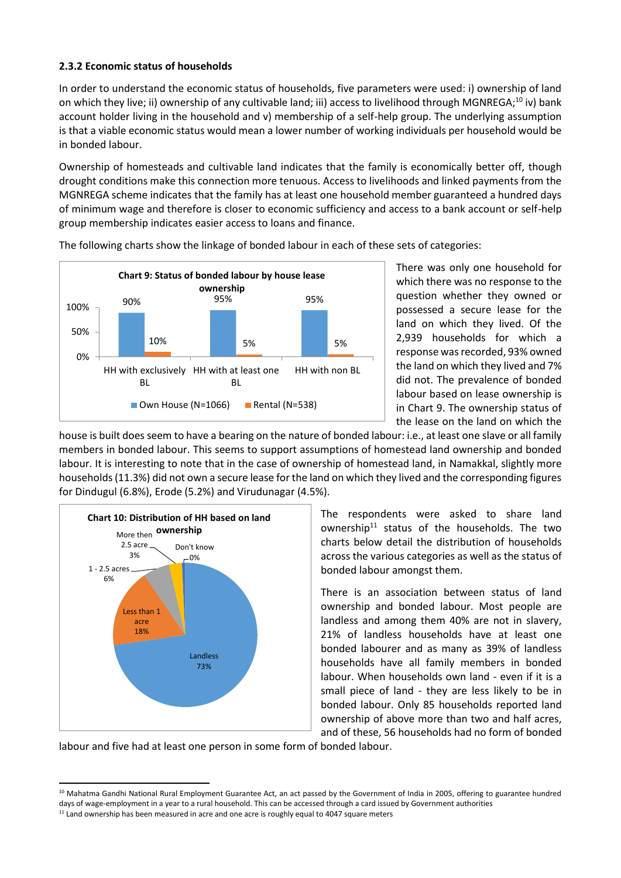### 2.3.2 Economic status of households

In order to understand the economic status of households, five parameters were used: i) ownership of land on which they live; ii) ownership of any cultivable land; iii) access to livelihood through MGNREGA;[10] iv) bank account holder living in the household and v) membership of a self-help group. The underlying assumption is that a viable economic status would mean a lower number of working individuals per household would be in bonded labour.

Ownership of homesteads and cultivable land indicates that the family is economically better off, though drought conditions make this connection more tenuous. Access to livelihoods and linked payments from the MGNREGA scheme indicates that the family has at least one household member guaranteed a hundred days of minimum wage and therefore is closer to economic sufficiency and access to a bank account or self-help group membership indicates easier access to loans and finance.

The following charts show the linkage of bonded labour in each of these sets of categories:

**Chart 9: Status of bonded labour by house lease ownership**

| | HH with exclusively BL | HH with at least one BL | HH with non BL |
|---|---|---|---|
| Own House (N=1066) | 90% | 95% | 95% |
| Rental (N=538) | 10% | 5% | 5% |

There was only one household for which there was no response to the question whether they owned or possessed a secure lease for the land on which they lived. Of the 2,939 households for which a response was recorded, 93% owned the land on which they lived and 7% did not. The prevalence of bonded labour based on lease ownership is in Chart 9. The ownership status of the lease on the land on which the house is built does seem to have a bearing on the nature of bonded labour: i.e., at least one slave or all family members in bonded labour. This seems to support assumptions of homestead land ownership and bonded labour. It is interesting to note that in the case of ownership of homestead land, in Namakkal, slightly more households (11.3%) did not own a secure lease for the land on which they lived and the corresponding figures for Dindugul (6.8%), Erode (5.2%) and Virudunagar (4.5%).

**Chart 10: Distribution of HH based on land ownership**

| Category | Share |
|---|---|
| Landless | 73% |
| Less than 1 acre | 18% |
| 1 - 2.5 acres | 6% |
| More then 2.5 acre | 3% |
| Don't know | 0% |

The respondents were asked to share land ownership[11] status of the households. The two charts below detail the distribution of households across the various categories as well as the status of bonded labour amongst them.

There is an association between status of land ownership and bonded labour. Most people are landless and among them 40% are not in slavery, 21% of landless households have at least one bonded labourer and as many as 39% of landless households have all family members in bonded labour. When households own land - even if it is a small piece of land - they are less likely to be in bonded labour. Only 85 households reported land ownership of above more than two and half acres, and of these, 56 households had no form of bonded labour and five had at least one person in some form of bonded labour.

---

[10] Mahatma Gandhi National Rural Employment Guarantee Act, an act passed by the Government of India in 2005, offering to guarantee hundred days of wage-employment in a year to a rural household. This can be accessed through a card issued by Government authorities

[11] Land ownership has been measured in acre and one acre is roughly equal to 4047 square meters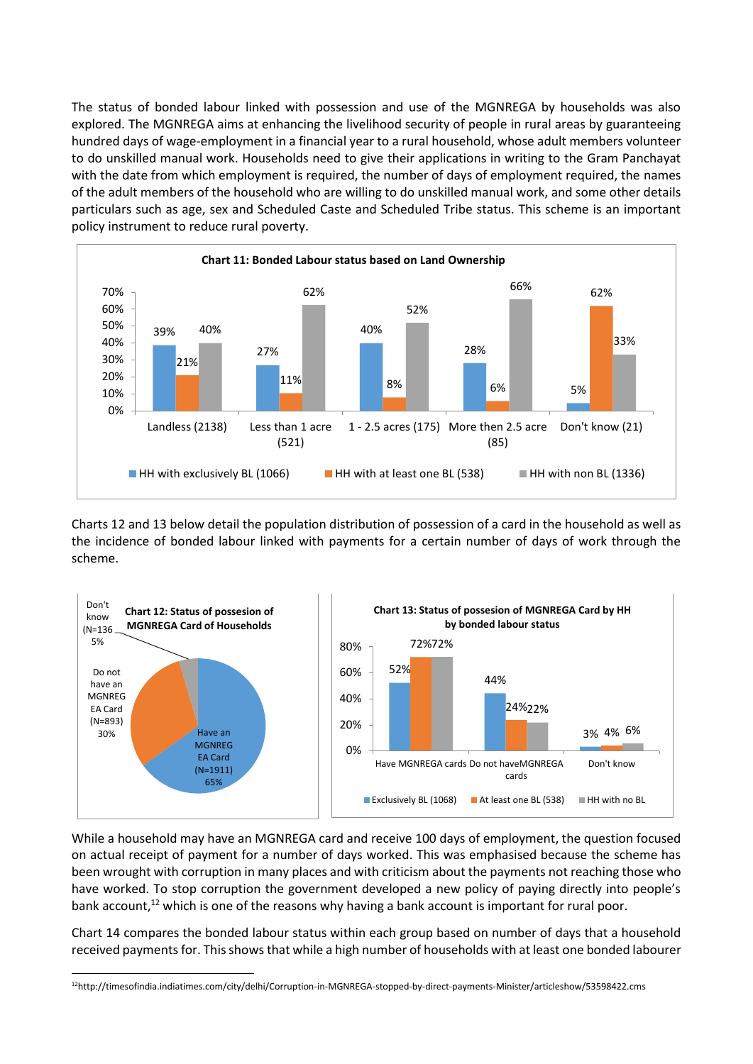The status of bonded labour linked with possession and use of the MGNREGA by households was also explored. The MGNREGA aims at enhancing the livelihood security of people in rural areas by guaranteeing hundred days of wage-employment in a financial year to a rural household, whose adult members volunteer to do unskilled manual work. Households need to give their applications in writing to the Gram Panchayat with the date from which employment is required, the number of days of employment required, the names of the adult members of the household who are willing to do unskilled manual work, and some other details particulars such as age, sex and Scheduled Caste and Scheduled Tribe status. This scheme is an important policy instrument to reduce rural poverty.

**Chart 11: Bonded Labour status based on Land Ownership**

| | Landless (2138) | Less than 1 acre (521) | 1 - 2.5 acres (175) | More then 2.5 acre (85) | Don't know (21) |
|---|---|---|---|---|---|
| HH with exclusively BL (1066) | 39% | 27% | 40% | 28% | 5% |
| HH with at least one BL (538) | 21% | 11% | 8% | 6% | 62% |
| HH with non BL (1336) | 40% | 62% | 52% | 66% | 33% |

Charts 12 and 13 below detail the population distribution of possession of a card in the household as well as the incidence of bonded labour linked with payments for a certain number of days of work through the scheme.

**Chart 12: Status of possesion of MGNREGA Card of Households**

| Status | N | % |
|---|---|---|
| Have an MGNREGA EA Card | 1911 | 65% |
| Do not have an MGNREGA EA Card | 893 | 30% |
| Don't know | 136 | 5% |

**Chart 13: Status of possesion of MGNREGA Card by HH by bonded labour status**

| | Have MGNREGA cards | Do not haveMGNREGA cards | Don't know |
|---|---|---|---|
| Exclusively BL (1068) | 52% | 44% | 3% |
| At least one BL (538) | 72% | 24% | 4% |
| HH with no BL | 72% | 22% | 6% |

While a household may have an MGNREGA card and receive 100 days of employment, the question focused on actual receipt of payment for a number of days worked. This was emphasised because the scheme has been wrought with corruption in many places and with criticism about the payments not reaching those who have worked. To stop corruption the government developed a new policy of paying directly into people's bank account,[12] which is one of the reasons why having a bank account is important for rural poor.

Chart 14 compares the bonded labour status within each group based on number of days that a household received payments for. This shows that while a high number of households with at least one bonded labourer

[12]http://timesofindia.indiatimes.com/city/delhi/Corruption-in-MGNREGA-stopped-by-direct-payments-Minister/articleshow/53598422.cms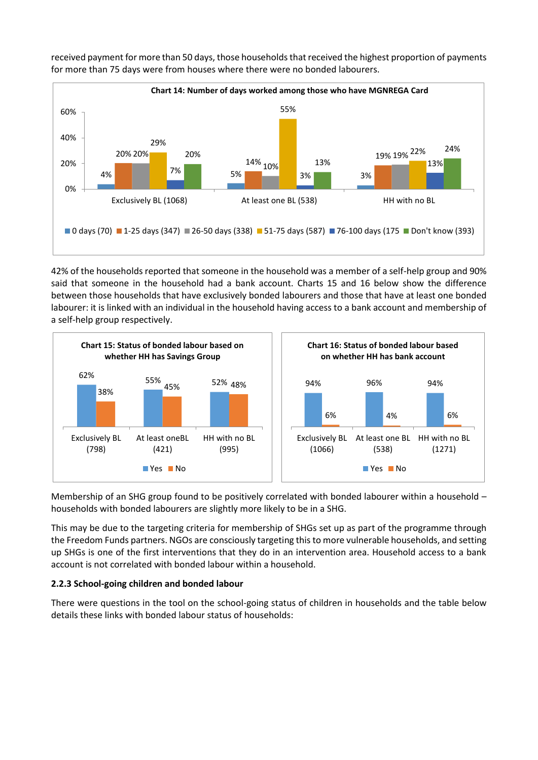received payment for more than 50 days, those households that received the highest proportion of payments for more than 75 days were from houses where there were no bonded labourers.

**Chart 14: Number of days worked among those who have MGNREGA Card**

| | 0 days (70) | 1-25 days (347) | 26-50 days (338) | 51-75 days (587) | 76-100 days (175 | Don't know (393) |
|---|---|---|---|---|---|---|
| Exclusively BL (1068) | 4% | 20% | 20% | 29% | 7% | 20% |
| At least one BL (538) | 5% | 14% | 10% | 55% | 3% | 13% |
| HH with no BL | 3% | 19% | 19% | 22% | 13% | 24% |

42% of the households reported that someone in the household was a member of a self-help group and 90% said that someone in the household had a bank account. Charts 15 and 16 below show the difference between those households that have exclusively bonded labourers and those that have at least one bonded labourer: it is linked with an individual in the household having access to a bank account and membership of a self-help group respectively.

**Chart 15: Status of bonded labour based on whether HH has Savings Group**

| | Yes | No |
|---|---|---|
| Exclusively BL (798) | 62% | 38% |
| At least oneBL (421) | 55% | 45% |
| HH with no BL (995) | 52% | 48% |

**Chart 16: Status of bonded labour based on whether HH has bank account**

| | Yes | No |
|---|---|---|
| Exclusively BL (1066) | 94% | 6% |
| At least one BL (538) | 96% | 4% |
| HH with no BL (1271) | 94% | 6% |

Membership of an SHG group found to be positively correlated with bonded labourer within a household – households with bonded labourers are slightly more likely to be in a SHG.

This may be due to the targeting criteria for membership of SHGs set up as part of the programme through the Freedom Funds partners. NGOs are consciously targeting this to more vulnerable households, and setting up SHGs is one of the first interventions that they do in an intervention area. Household access to a bank account is not correlated with bonded labour within a household.

### 2.2.3 School-going children and bonded labour

There were questions in the tool on the school-going status of children in households and the table below details these links with bonded labour status of households: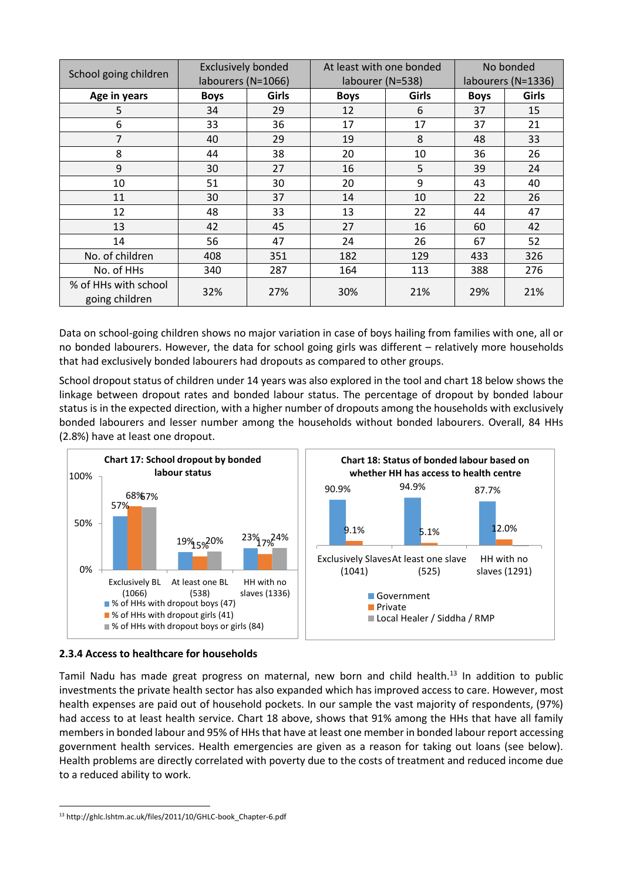| School going children | Exclusively bonded labourers (N=1066) | | At least with one bonded labourer (N=538) | | No bonded labourers (N=1336) | |
|---|---|---|---|---|---|---|
| **Age in years** | **Boys** | **Girls** | **Boys** | **Girls** | **Boys** | **Girls** |
| 5 | 34 | 29 | 12 | 6 | 37 | 15 |
| 6 | 33 | 36 | 17 | 17 | 37 | 21 |
| 7 | 40 | 29 | 19 | 8 | 48 | 33 |
| 8 | 44 | 38 | 20 | 10 | 36 | 26 |
| 9 | 30 | 27 | 16 | 5 | 39 | 24 |
| 10 | 51 | 30 | 20 | 9 | 43 | 40 |
| 11 | 30 | 37 | 14 | 10 | 22 | 26 |
| 12 | 48 | 33 | 13 | 22 | 44 | 47 |
| 13 | 42 | 45 | 27 | 16 | 60 | 42 |
| 14 | 56 | 47 | 24 | 26 | 67 | 52 |
| No. of children | 408 | 351 | 182 | 129 | 433 | 326 |
| No. of HHs | 340 | 287 | 164 | 113 | 388 | 276 |
| % of HHs with school going children | 32% | 27% | 30% | 21% | 29% | 21% |

Data on school-going children shows no major variation in case of boys hailing from families with one, all or no bonded labourers. However, the data for school going girls was different – relatively more households that had exclusively bonded labourers had dropouts as compared to other groups.

School dropout status of children under 14 years was also explored in the tool and chart 18 below shows the linkage between dropout rates and bonded labour status. The percentage of dropout by bonded labour status is in the expected direction, with a higher number of dropouts among the households with exclusively bonded labourers and lesser number among the households without bonded labourers. Overall, 84 HHs (2.8%) have at least one dropout.

**Chart 17: School dropout by bonded labour status**

| | Exclusively BL (1066) | At least one BL (538) | HH with no slaves (1336) |
|---|---|---|---|
| % of HHs with dropout boys (47) | 57% | 19% | 23% |
| % of HHs with dropout girls (41) | 68% | 15% | 17% |
| % of HHs with dropout boys or girls (84) | 67% | 20% | 24% |

**Chart 18: Status of bonded labour based on whether HH has access to health centre**

| | Exclusively Slaves (1041) | At least one slave (525) | HH with no slaves (1291) |
|---|---|---|---|
| Government | 90.9% | 94.9% | 87.7% |
| Private | 9.1% | 5.1% | 12.0% |
| Local Healer / Siddha / RMP | | | |

### 2.3.4 Access to healthcare for households

Tamil Nadu has made great progress on maternal, new born and child health.[13] In addition to public investments the private health sector has also expanded which has improved access to care. However, most health expenses are paid out of household pockets. In our sample the vast majority of respondents, (97%) had access to at least health service. Chart 18 above, shows that 91% among the HHs that have all family members in bonded labour and 95% of HHs that have at least one member in bonded labour report accessing government health services. Health emergencies are given as a reason for taking out loans (see below). Health problems are directly correlated with poverty due to the costs of treatment and reduced income due to a reduced ability to work.

[13] http://ghlc.lshtm.ac.uk/files/2011/10/GHLC-book_Chapter-6.pdf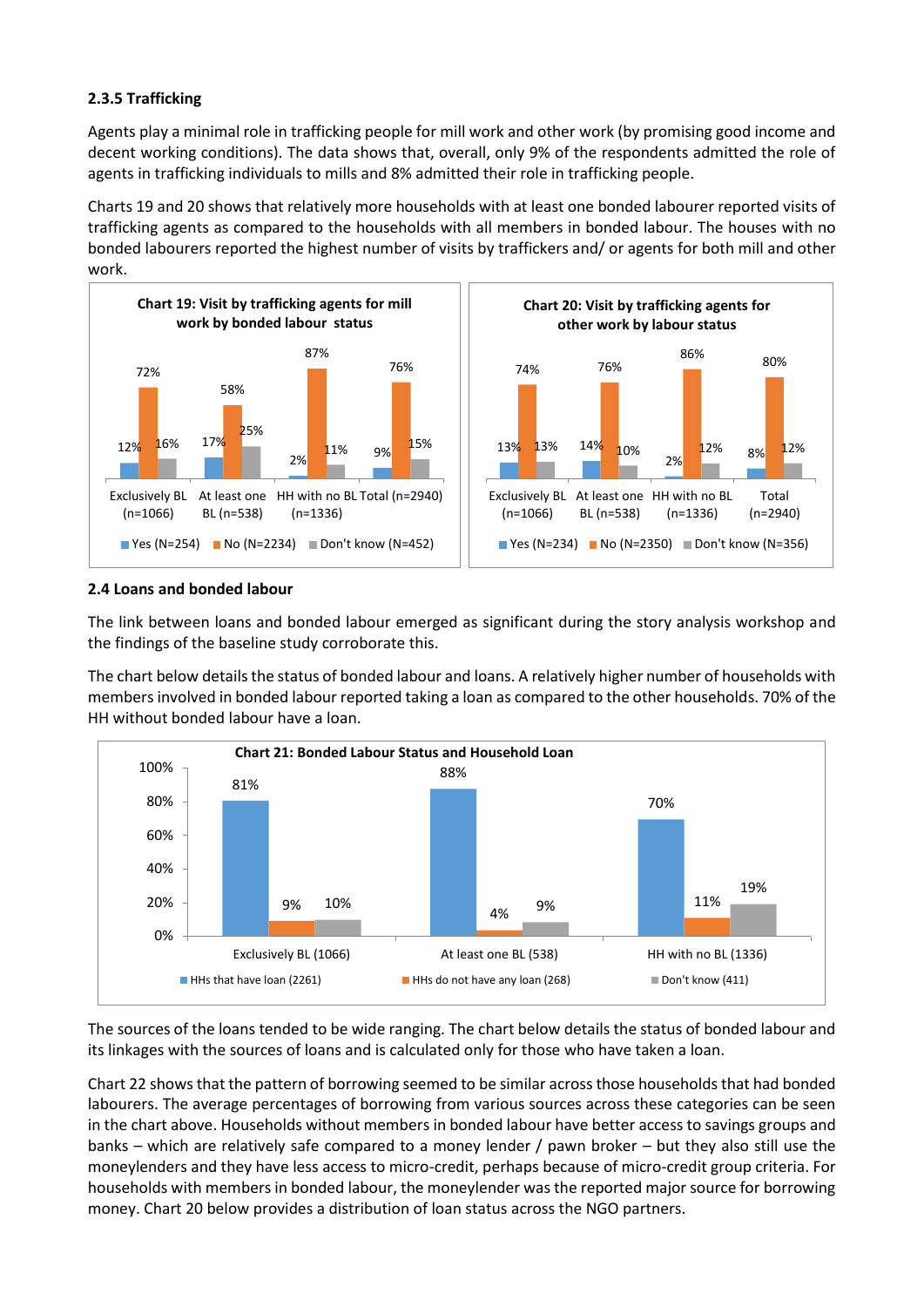### 2.3.5 Trafficking

Agents play a minimal role in trafficking people for mill work and other work (by promising good income and decent working conditions). The data shows that, overall, only 9% of the respondents admitted the role of agents in trafficking individuals to mills and 8% admitted their role in trafficking people.

Charts 19 and 20 shows that relatively more households with at least one bonded labourer reported visits of trafficking agents as compared to the households with all members in bonded labour. The houses with no bonded labourers reported the highest number of visits by traffickers and/ or agents for both mill and other work.

**Chart 19: Visit by trafficking agents for mill work by bonded labour status**

| | Exclusively BL (n=1066) | At least one BL (n=538) | HH with no BL (n=1336) | Total (n=2940) |
|---|---|---|---|---|
| Yes (N=254) | 12% | 17% | 2% | 9% |
| No (N=2234) | 72% | 58% | 87% | 76% |
| Don't know (N=452) | 16% | 25% | 11% | 15% |

**Chart 20: Visit by trafficking agents for other work by labour status**

| | Exclusively BL (n=1066) | At least one BL (n=538) | HH with no BL (n=1336) | Total (n=2940) |
|---|---|---|---|---|
| Yes (N=234) | 13% | 14% | 2% | 8% |
| No (N=2350) | 74% | 76% | 86% | 80% |
| Don't know (N=356) | 13% | 10% | 12% | 12% |

## 2.4 Loans and bonded labour

The link between loans and bonded labour emerged as significant during the story analysis workshop and the findings of the baseline study corroborate this.

The chart below details the status of bonded labour and loans. A relatively higher number of households with members involved in bonded labour reported taking a loan as compared to the other households. 70% of the HH without bonded labour have a loan.

**Chart 21: Bonded Labour Status and Household Loan**

| | Exclusively BL (1066) | At least one BL (538) | HH with no BL (1336) |
|---|---|---|---|
| HHs that have loan (2261) | 81% | 88% | 70% |
| HHs do not have any loan (268) | 9% | 4% | 11% |
| Don't know (411) | 10% | 9% | 19% |

The sources of the loans tended to be wide ranging. The chart below details the status of bonded labour and its linkages with the sources of loans and is calculated only for those who have taken a loan.

Chart 22 shows that the pattern of borrowing seemed to be similar across those households that had bonded labourers. The average percentages of borrowing from various sources across these categories can be seen in the chart above. Households without members in bonded labour have better access to savings groups and banks – which are relatively safe compared to a money lender / pawn broker – but they also still use the moneylenders and they have less access to micro-credit, perhaps because of micro-credit group criteria. For households with members in bonded labour, the moneylender was the reported major source for borrowing money. Chart 20 below provides a distribution of loan status across the NGO partners.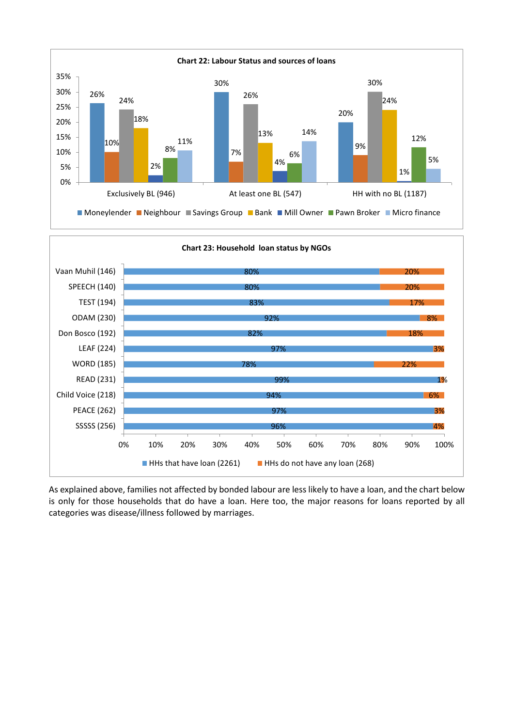**Chart 22: Labour Status and sources of loans**

| | Moneylender | Neighbour | Savings Group | Bank | Mill Owner | Pawn Broker | Micro finance |
|---|---|---|---|---|---|---|---|
| Exclusively BL (946) | 26% | 10% | 24% | 18% | 2% | 8% | 11% |
| At least one BL (547) | 30% | 7% | 26% | 13% | 4% | 6% | 14% |
| HH with no BL (1187) | 20% | 9% | 30% | 24% | 1% | 12% | 5% |

**Chart 23: Household loan status by NGOs**

| NGO | HHs that have loan (2261) | HHs do not have any loan (268) |
|---|---|---|
| Vaan Muhil (146) | 80% | 20% |
| SPEECH (140) | 80% | 20% |
| TEST (194) | 83% | 17% |
| ODAM (230) | 92% | 8% |
| Don Bosco (192) | 82% | 18% |
| LEAF (224) | 97% | 3% |
| WORD (185) | 78% | 22% |
| READ (231) | 99% | 1% |
| Child Voice (218) | 94% | 6% |
| PEACE (262) | 97% | 3% |
| SSSSS (256) | 96% | 4% |

As explained above, families not affected by bonded labour are less likely to have a loan, and the chart below is only for those households that do have a loan. Here too, the major reasons for loans reported by all categories was disease/illness followed by marriages.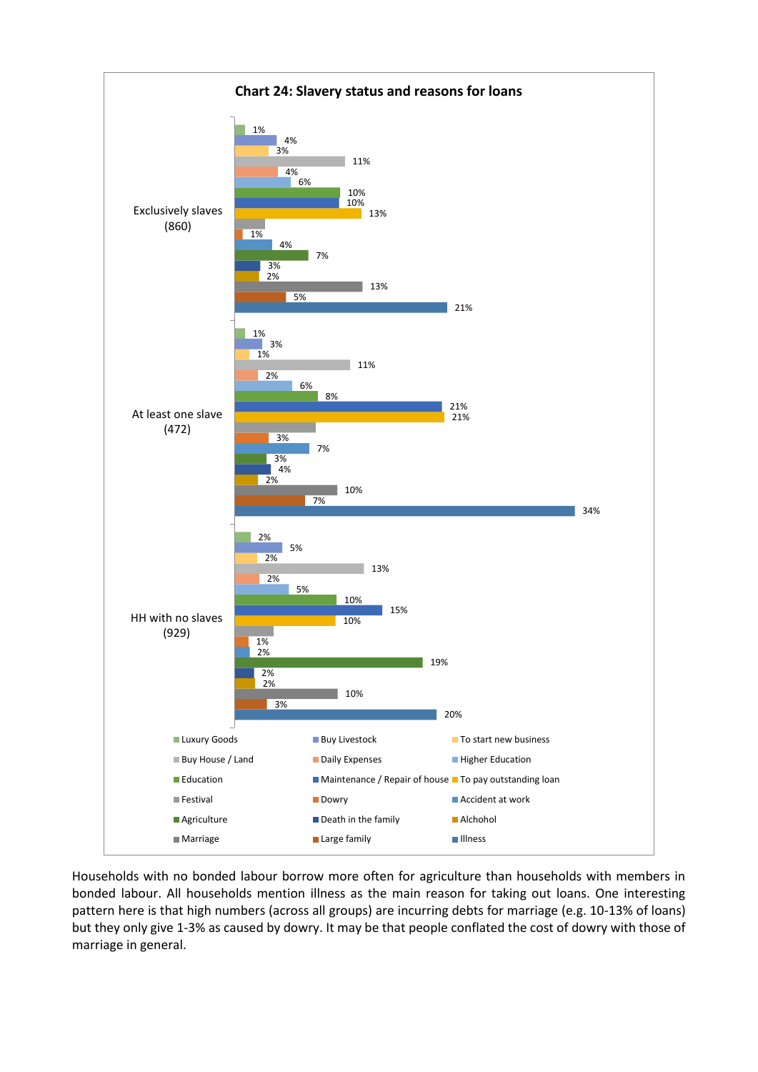**Chart 24: Slavery status and reasons for loans**

| Reason for loan | Exclusively slaves (860) | At least one slave (472) | HH with no slaves (929) |
|---|---|---|---|
| Luxury Goods | 1% | 1% | 2% |
| Buy Livestock | 4% | 3% | 5% |
| To start new business | 3% | 1% | 2% |
| Buy House / Land | 11% | 11% | 13% |
| Daily Expenses | 4% | 2% | 2% |
| Higher Education | 6% | 6% | 5% |
| Education | 10% | 8% | 10% |
| Maintenance / Repair of house | 10% | 21% | 15% |
| To pay outstanding loan | 13% | 21% | 10% |
| Festival | | | |
| Dowry | 1% | 3% | 1% |
| Accident at work | 4% | 7% | 2% |
| Agriculture | 7% | 3% | 19% |
| Death in the family | 3% | 4% | 2% |
| Alchohol | 2% | 2% | 2% |
| Marriage | 13% | 10% | 10% |
| Large family | 5% | 7% | 3% |
| Illness | 21% | 34% | 20% |

Households with no bonded labour borrow more often for agriculture than households with members in bonded labour. All households mention illness as the main reason for taking out loans. One interesting pattern here is that high numbers (across all groups) are incurring debts for marriage (e.g. 10-13% of loans) but they only give 1-3% as caused by dowry. It may be that people conflated the cost of dowry with those of marriage in general.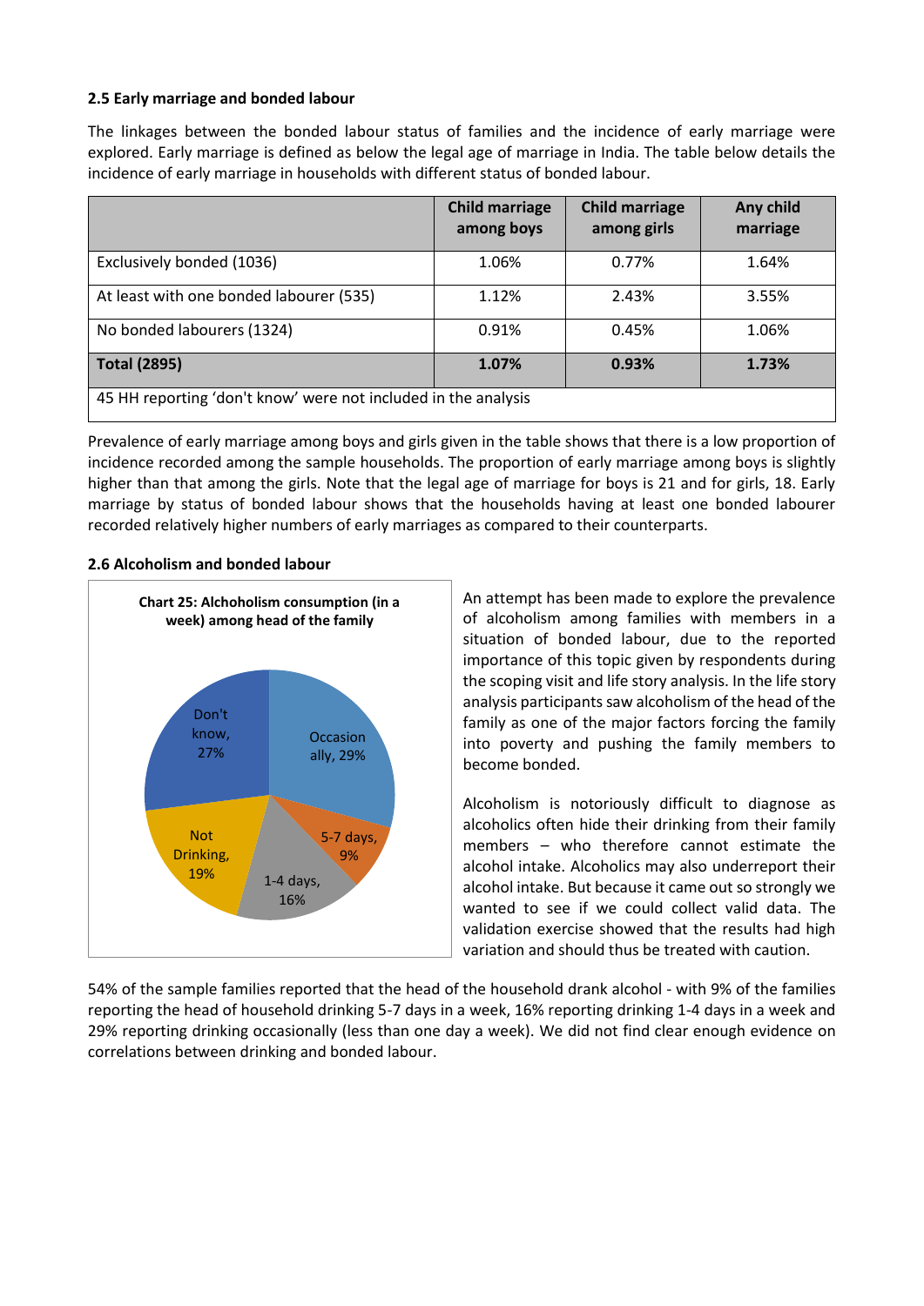### 2.5 Early marriage and bonded labour

The linkages between the bonded labour status of families and the incidence of early marriage were explored. Early marriage is defined as below the legal age of marriage in India. The table below details the incidence of early marriage in households with different status of bonded labour.

| | Child marriage among boys | Child marriage among girls | Any child marriage |
|---|---|---|---|
| Exclusively bonded (1036) | 1.06% | 0.77% | 1.64% |
| At least with one bonded labourer (535) | 1.12% | 2.43% | 3.55% |
| No bonded labourers (1324) | 0.91% | 0.45% | 1.06% |
| **Total (2895)** | **1.07%** | **0.93%** | **1.73%** |
| 45 HH reporting 'don't know' were not included in the analysis | | | |

Prevalence of early marriage among boys and girls given in the table shows that there is a low proportion of incidence recorded among the sample households. The proportion of early marriage among boys is slightly higher than that among the girls. Note that the legal age of marriage for boys is 21 and for girls, 18. Early marriage by status of bonded labour shows that the households having at least one bonded labourer recorded relatively higher numbers of early marriages as compared to their counterparts.

### 2.6 Alcoholism and bonded labour

**Chart 25: Alchoholism consumption (in a week) among head of the family**

Occasionally, 29%; 5-7 days, 9%; 1-4 days, 16%; Not Drinking, 19%; Don't know, 27%

An attempt has been made to explore the prevalence of alcoholism among families with members in a situation of bonded labour, due to the reported importance of this topic given by respondents during the scoping visit and life story analysis. In the life story analysis participants saw alcoholism of the head of the family as one of the major factors forcing the family into poverty and pushing the family members to become bonded.

Alcoholism is notoriously difficult to diagnose as alcoholics often hide their drinking from their family members – who therefore cannot estimate the alcohol intake. Alcoholics may also underreport their alcohol intake. But because it came out so strongly we wanted to see if we could collect valid data. The validation exercise showed that the results had high variation and should thus be treated with caution.

54% of the sample families reported that the head of the household drank alcohol - with 9% of the families reporting the head of household drinking 5-7 days in a week, 16% reporting drinking 1-4 days in a week and 29% reporting drinking occasionally (less than one day a week). We did not find clear enough evidence on correlations between drinking and bonded labour.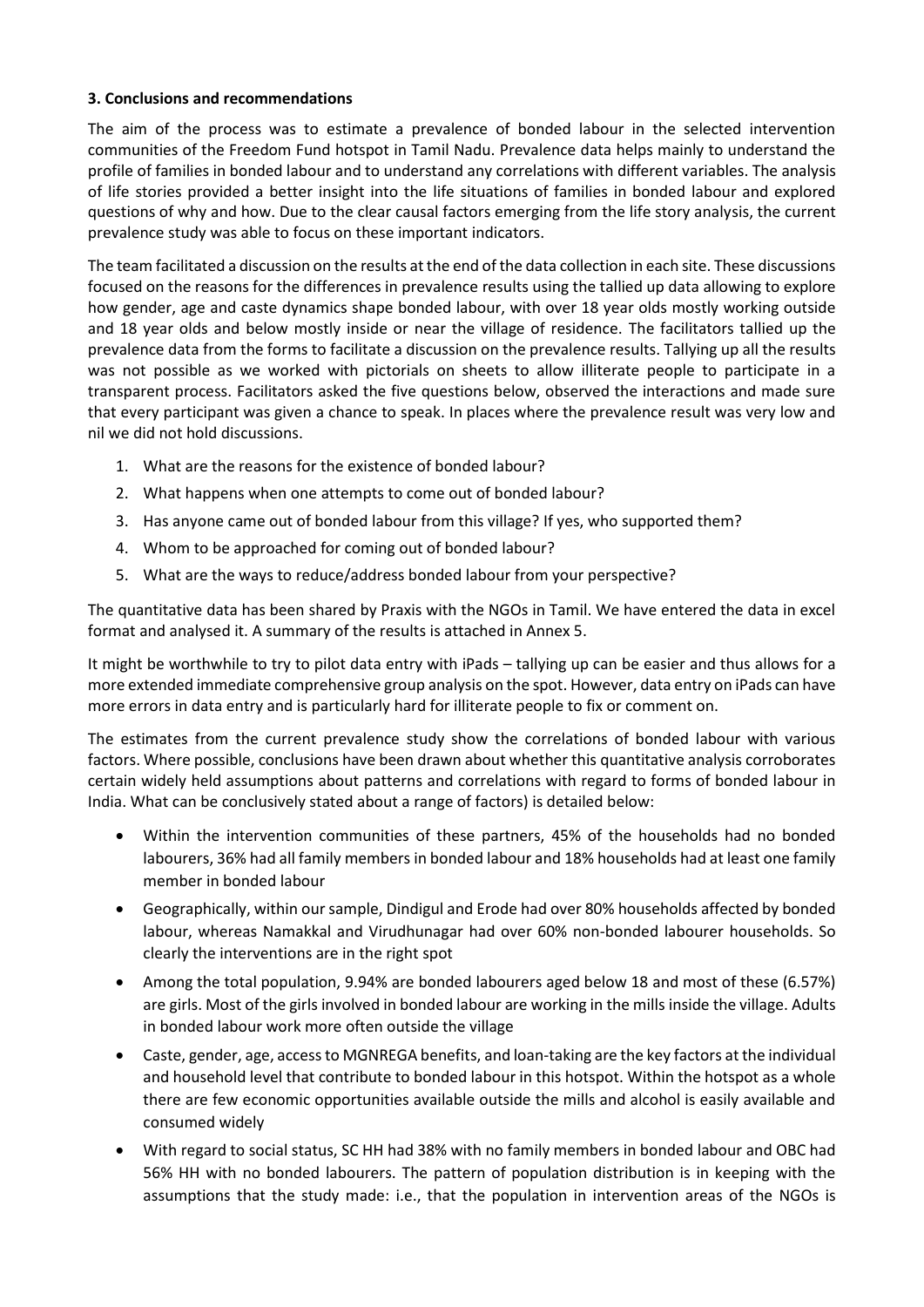**3. Conclusions and recommendations**

The aim of the process was to estimate a prevalence of bonded labour in the selected intervention communities of the Freedom Fund hotspot in Tamil Nadu. Prevalence data helps mainly to understand the profile of families in bonded labour and to understand any correlations with different variables. The analysis of life stories provided a better insight into the life situations of families in bonded labour and explored questions of why and how. Due to the clear causal factors emerging from the life story analysis, the current prevalence study was able to focus on these important indicators.

The team facilitated a discussion on the results at the end of the data collection in each site. These discussions focused on the reasons for the differences in prevalence results using the tallied up data allowing to explore how gender, age and caste dynamics shape bonded labour, with over 18 year olds mostly working outside and 18 year olds and below mostly inside or near the village of residence. The facilitators tallied up the prevalence data from the forms to facilitate a discussion on the prevalence results. Tallying up all the results was not possible as we worked with pictorials on sheets to allow illiterate people to participate in a transparent process. Facilitators asked the five questions below, observed the interactions and made sure that every participant was given a chance to speak. In places where the prevalence result was very low and nil we did not hold discussions.

1. What are the reasons for the existence of bonded labour?
2. What happens when one attempts to come out of bonded labour?
3. Has anyone came out of bonded labour from this village? If yes, who supported them?
4. Whom to be approached for coming out of bonded labour?
5. What are the ways to reduce/address bonded labour from your perspective?

The quantitative data has been shared by Praxis with the NGOs in Tamil. We have entered the data in excel format and analysed it. A summary of the results is attached in Annex 5.

It might be worthwhile to try to pilot data entry with iPads – tallying up can be easier and thus allows for a more extended immediate comprehensive group analysis on the spot. However, data entry on iPads can have more errors in data entry and is particularly hard for illiterate people to fix or comment on.

The estimates from the current prevalence study show the correlations of bonded labour with various factors. Where possible, conclusions have been drawn about whether this quantitative analysis corroborates certain widely held assumptions about patterns and correlations with regard to forms of bonded labour in India. What can be conclusively stated about a range of factors) is detailed below:

- Within the intervention communities of these partners, 45% of the households had no bonded labourers, 36% had all family members in bonded labour and 18% households had at least one family member in bonded labour
- Geographically, within our sample, Dindigul and Erode had over 80% households affected by bonded labour, whereas Namakkal and Virudhunagar had over 60% non-bonded labourer households. So clearly the interventions are in the right spot
- Among the total population, 9.94% are bonded labourers aged below 18 and most of these (6.57%) are girls. Most of the girls involved in bonded labour are working in the mills inside the village. Adults in bonded labour work more often outside the village
- Caste, gender, age, access to MGNREGA benefits, and loan-taking are the key factors at the individual and household level that contribute to bonded labour in this hotspot. Within the hotspot as a whole there are few economic opportunities available outside the mills and alcohol is easily available and consumed widely
- With regard to social status, SC HH had 38% with no family members in bonded labour and OBC had 56% HH with no bonded labourers. The pattern of population distribution is in keeping with the assumptions that the study made: i.e., that the population in intervention areas of the NGOs is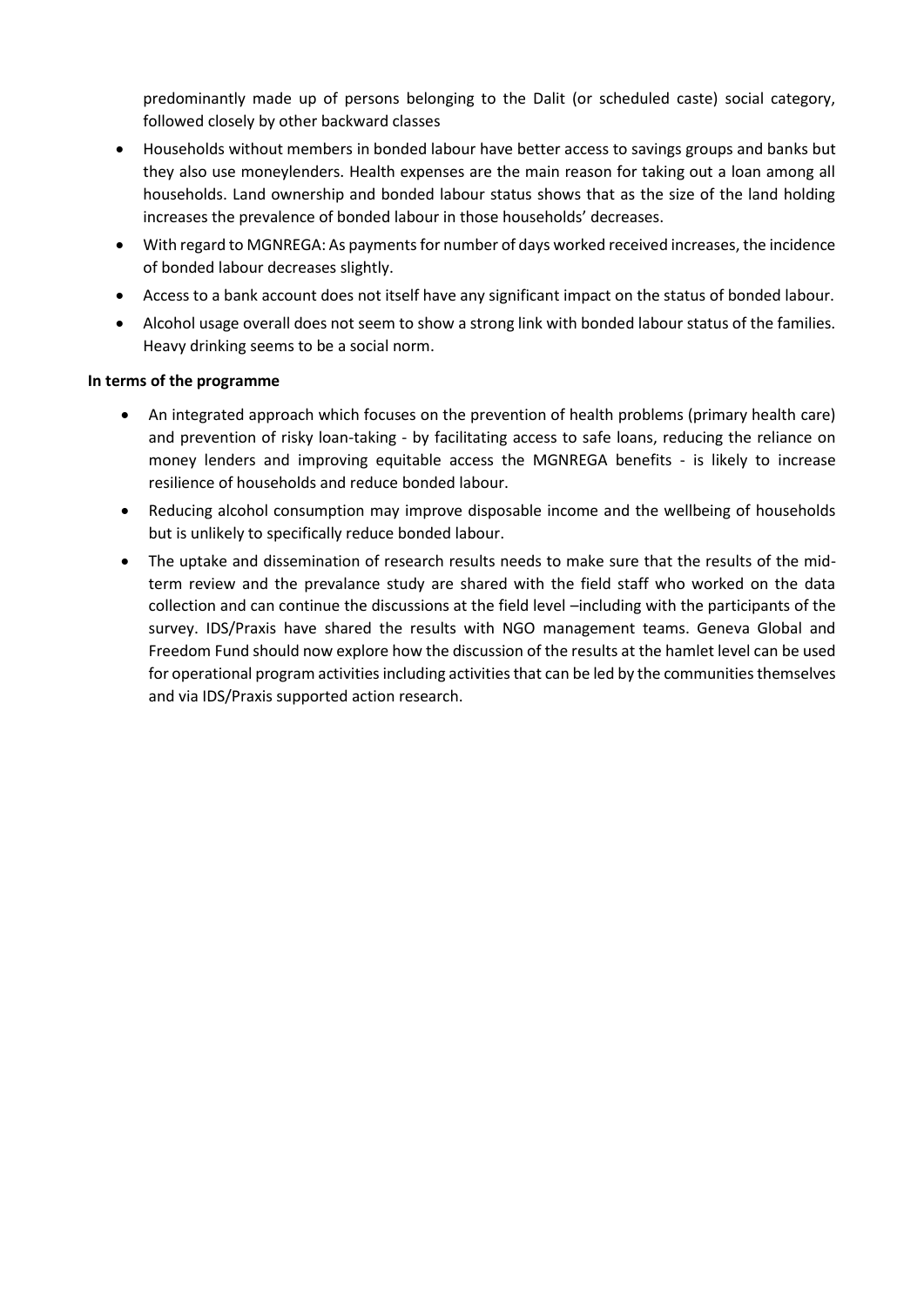predominantly made up of persons belonging to the Dalit (or scheduled caste) social category, followed closely by other backward classes

- Households without members in bonded labour have better access to savings groups and banks but they also use moneylenders. Health expenses are the main reason for taking out a loan among all households. Land ownership and bonded labour status shows that as the size of the land holding increases the prevalence of bonded labour in those households' decreases.
- With regard to MGNREGA: As payments for number of days worked received increases, the incidence of bonded labour decreases slightly.
- Access to a bank account does not itself have any significant impact on the status of bonded labour.
- Alcohol usage overall does not seem to show a strong link with bonded labour status of the families. Heavy drinking seems to be a social norm.

**In terms of the programme**

- An integrated approach which focuses on the prevention of health problems (primary health care) and prevention of risky loan-taking - by facilitating access to safe loans, reducing the reliance on money lenders and improving equitable access the MGNREGA benefits - is likely to increase resilience of households and reduce bonded labour.
- Reducing alcohol consumption may improve disposable income and the wellbeing of households but is unlikely to specifically reduce bonded labour.
- The uptake and dissemination of research results needs to make sure that the results of the mid-term review and the prevalance study are shared with the field staff who worked on the data collection and can continue the discussions at the field level –including with the participants of the survey. IDS/Praxis have shared the results with NGO management teams. Geneva Global and Freedom Fund should now explore how the discussion of the results at the hamlet level can be used for operational program activities including activities that can be led by the communities themselves and via IDS/Praxis supported action research.